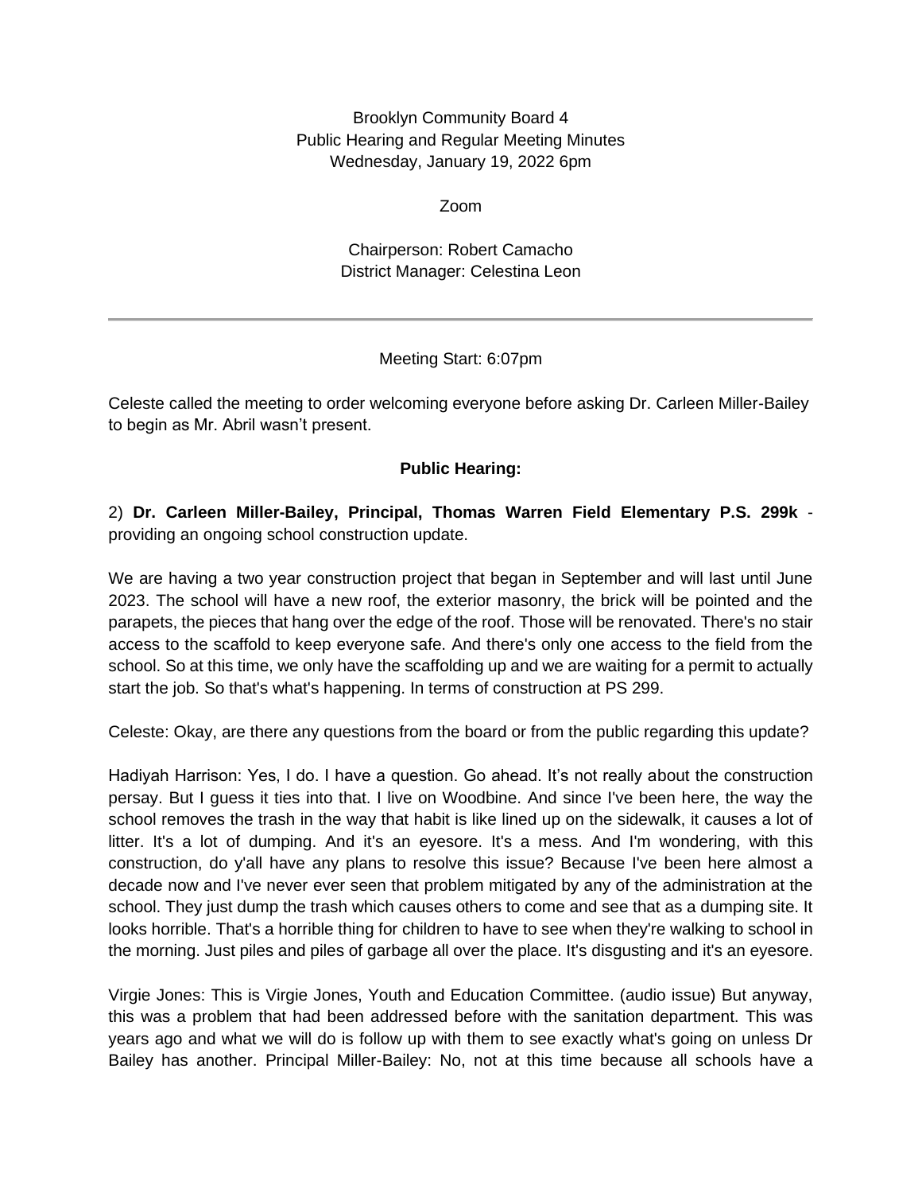Brooklyn Community Board 4
Public Hearing and Regular Meeting Minutes
Wednesday, January 19, 2022 6pm

Zoom

Chairperson: Robert Camacho
District Manager: Celestina Leon

---

Meeting Start: 6:07pm

Celeste called the meeting to order welcoming everyone before asking Dr. Carleen Miller-Bailey to begin as Mr. Abril wasn't present.

**Public Hearing:**

2) **Dr. Carleen Miller-Bailey, Principal, Thomas Warren Field Elementary P.S. 299k** - providing an ongoing school construction update.

We are having a two year construction project that began in September and will last until June 2023. The school will have a new roof, the exterior masonry, the brick will be pointed and the parapets, the pieces that hang over the edge of the roof. Those will be renovated. There's no stair access to the scaffold to keep everyone safe. And there's only one access to the field from the school. So at this time, we only have the scaffolding up and we are waiting for a permit to actually start the job. So that's what's happening. In terms of construction at PS 299.

Celeste: Okay, are there any questions from the board or from the public regarding this update?

Hadiyah Harrison: Yes, I do. I have a question. Go ahead. It's not really about the construction persay. But I guess it ties into that. I live on Woodbine. And since I've been here, the way the school removes the trash in the way that habit is like lined up on the sidewalk, it causes a lot of litter. It's a lot of dumping. And it's an eyesore. It's a mess. And I'm wondering, with this construction, do y'all have any plans to resolve this issue? Because I've been here almost a decade now and I've never ever seen that problem mitigated by any of the administration at the school. They just dump the trash which causes others to come and see that as a dumping site. It looks horrible. That's a horrible thing for children to have to see when they're walking to school in the morning. Just piles and piles of garbage all over the place. It's disgusting and it's an eyesore.

Virgie Jones: This is Virgie Jones, Youth and Education Committee. (audio issue) But anyway, this was a problem that had been addressed before with the sanitation department. This was years ago and what we will do is follow up with them to see exactly what's going on unless Dr Bailey has another. Principal Miller-Bailey: No, not at this time because all schools have a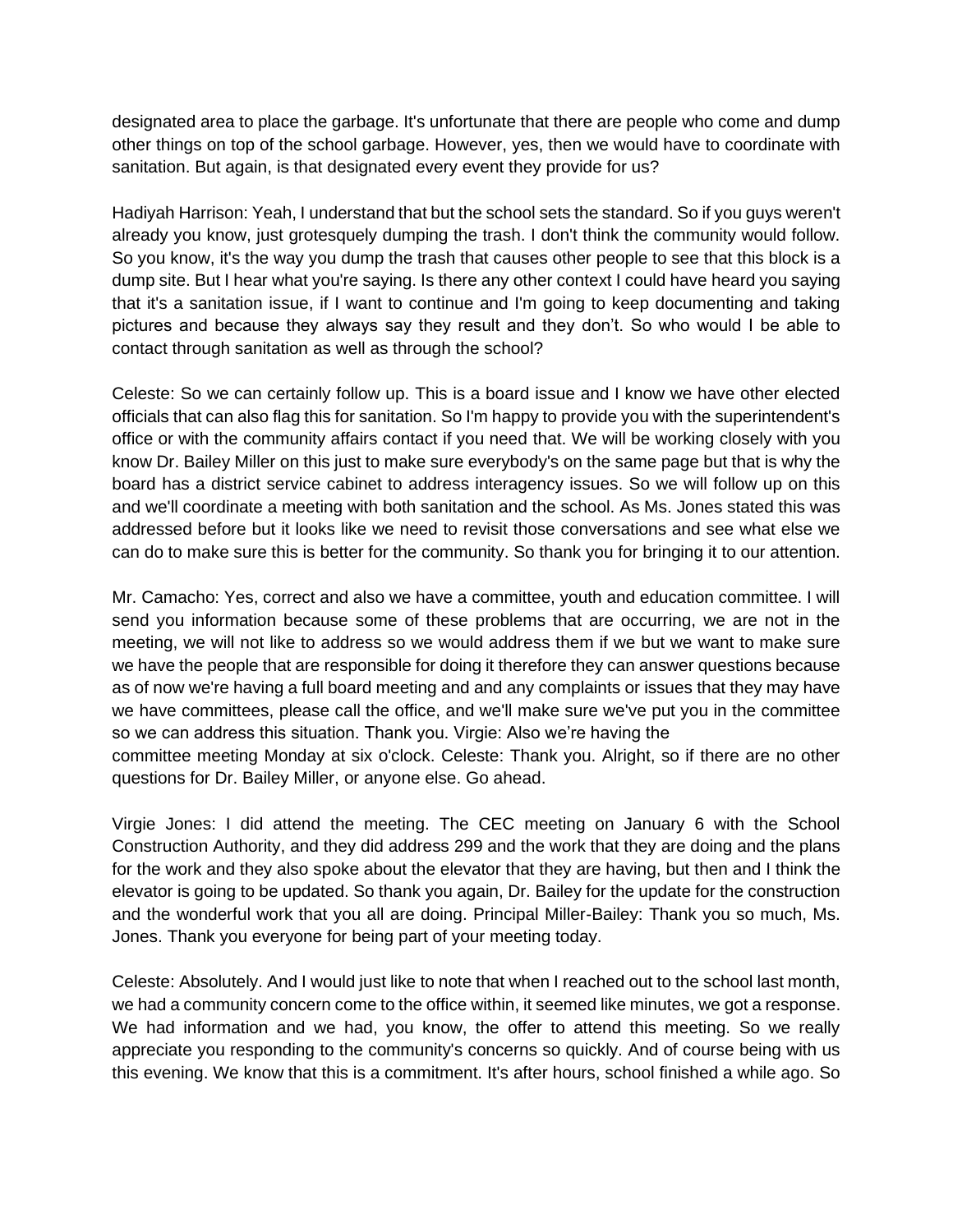designated area to place the garbage. It's unfortunate that there are people who come and dump other things on top of the school garbage. However, yes, then we would have to coordinate with sanitation. But again, is that designated every event they provide for us?

Hadiyah Harrison: Yeah, I understand that but the school sets the standard. So if you guys weren't already you know, just grotesquely dumping the trash. I don't think the community would follow. So you know, it's the way you dump the trash that causes other people to see that this block is a dump site. But I hear what you're saying. Is there any other context I could have heard you saying that it's a sanitation issue, if I want to continue and I'm going to keep documenting and taking pictures and because they always say they result and they don't. So who would I be able to contact through sanitation as well as through the school?

Celeste: So we can certainly follow up. This is a board issue and I know we have other elected officials that can also flag this for sanitation. So I'm happy to provide you with the superintendent's office or with the community affairs contact if you need that. We will be working closely with you know Dr. Bailey Miller on this just to make sure everybody's on the same page but that is why the board has a district service cabinet to address interagency issues. So we will follow up on this and we'll coordinate a meeting with both sanitation and the school. As Ms. Jones stated this was addressed before but it looks like we need to revisit those conversations and see what else we can do to make sure this is better for the community. So thank you for bringing it to our attention.

Mr. Camacho: Yes, correct and also we have a committee, youth and education committee. I will send you information because some of these problems that are occurring, we are not in the meeting, we will not like to address so we would address them if we but we want to make sure we have the people that are responsible for doing it therefore they can answer questions because as of now we're having a full board meeting and and any complaints or issues that they may have we have committees, please call the office, and we'll make sure we've put you in the committee so we can address this situation. Thank you. Virgie: Also we're having the committee meeting Monday at six o'clock. Celeste: Thank you. Alright, so if there are no other questions for Dr. Bailey Miller, or anyone else. Go ahead.

Virgie Jones: I did attend the meeting. The CEC meeting on January 6 with the School Construction Authority, and they did address 299 and the work that they are doing and the plans for the work and they also spoke about the elevator that they are having, but then and I think the elevator is going to be updated. So thank you again, Dr. Bailey for the update for the construction and the wonderful work that you all are doing. Principal Miller-Bailey: Thank you so much, Ms. Jones. Thank you everyone for being part of your meeting today.

Celeste: Absolutely. And I would just like to note that when I reached out to the school last month, we had a community concern come to the office within, it seemed like minutes, we got a response. We had information and we had, you know, the offer to attend this meeting. So we really appreciate you responding to the community's concerns so quickly. And of course being with us this evening. We know that this is a commitment. It's after hours, school finished a while ago. So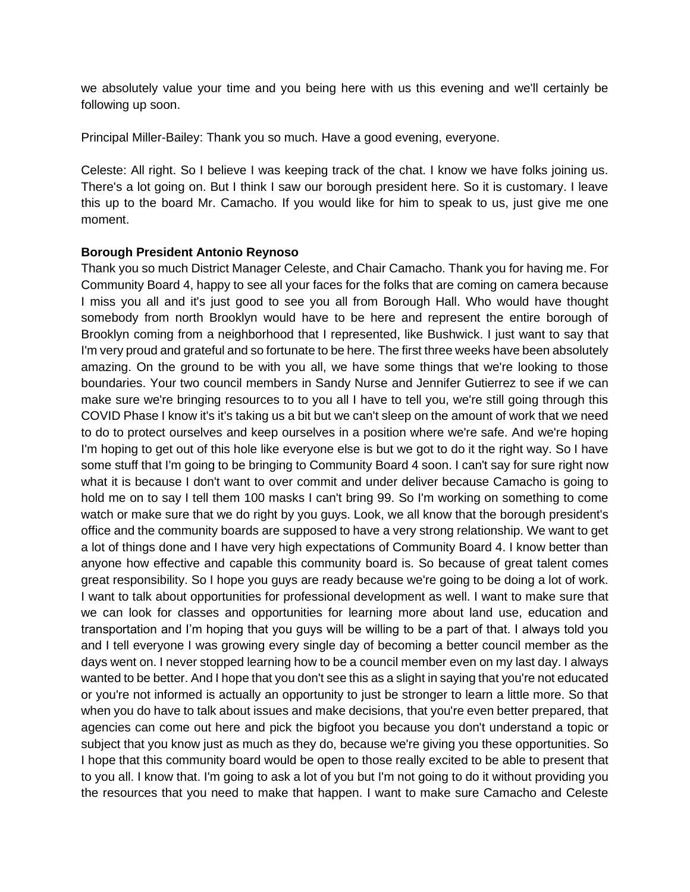we absolutely value your time and you being here with us this evening and we'll certainly be following up soon.

Principal Miller-Bailey: Thank you so much. Have a good evening, everyone.

Celeste: All right. So I believe I was keeping track of the chat. I know we have folks joining us. There's a lot going on. But I think I saw our borough president here. So it is customary. I leave this up to the board Mr. Camacho. If you would like for him to speak to us, just give me one moment.

**Borough President Antonio Reynoso**

Thank you so much District Manager Celeste, and Chair Camacho. Thank you for having me. For Community Board 4, happy to see all your faces for the folks that are coming on camera because I miss you all and it's just good to see you all from Borough Hall. Who would have thought somebody from north Brooklyn would have to be here and represent the entire borough of Brooklyn coming from a neighborhood that I represented, like Bushwick. I just want to say that I'm very proud and grateful and so fortunate to be here. The first three weeks have been absolutely amazing. On the ground to be with you all, we have some things that we're looking to those boundaries. Your two council members in Sandy Nurse and Jennifer Gutierrez to see if we can make sure we're bringing resources to to you all I have to tell you, we're still going through this COVID Phase I know it's it's taking us a bit but we can't sleep on the amount of work that we need to do to protect ourselves and keep ourselves in a position where we're safe. And we're hoping I'm hoping to get out of this hole like everyone else is but we got to do it the right way. So I have some stuff that I'm going to be bringing to Community Board 4 soon. I can't say for sure right now what it is because I don't want to over commit and under deliver because Camacho is going to hold me on to say I tell them 100 masks I can't bring 99. So I'm working on something to come watch or make sure that we do right by you guys. Look, we all know that the borough president's office and the community boards are supposed to have a very strong relationship. We want to get a lot of things done and I have very high expectations of Community Board 4. I know better than anyone how effective and capable this community board is. So because of great talent comes great responsibility. So I hope you guys are ready because we're going to be doing a lot of work. I want to talk about opportunities for professional development as well. I want to make sure that we can look for classes and opportunities for learning more about land use, education and transportation and I'm hoping that you guys will be willing to be a part of that. I always told you and I tell everyone I was growing every single day of becoming a better council member as the days went on. I never stopped learning how to be a council member even on my last day. I always wanted to be better. And I hope that you don't see this as a slight in saying that you're not educated or you're not informed is actually an opportunity to just be stronger to learn a little more. So that when you do have to talk about issues and make decisions, that you're even better prepared, that agencies can come out here and pick the bigfoot you because you don't understand a topic or subject that you know just as much as they do, because we're giving you these opportunities. So I hope that this community board would be open to those really excited to be able to present that to you all. I know that. I'm going to ask a lot of you but I'm not going to do it without providing you the resources that you need to make that happen. I want to make sure Camacho and Celeste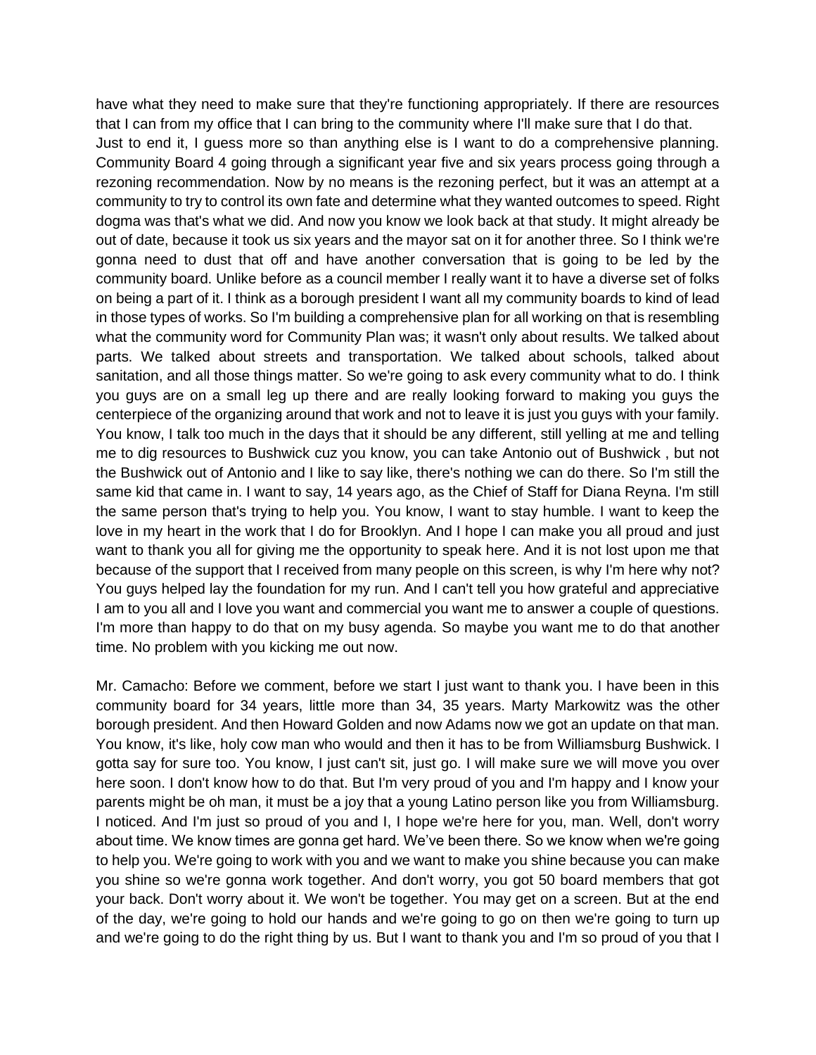have what they need to make sure that they're functioning appropriately. If there are resources that I can from my office that I can bring to the community where I'll make sure that I do that.
Just to end it, I guess more so than anything else is I want to do a comprehensive planning. Community Board 4 going through a significant year five and six years process going through a rezoning recommendation. Now by no means is the rezoning perfect, but it was an attempt at a community to try to control its own fate and determine what they wanted outcomes to speed. Right dogma was that's what we did. And now you know we look back at that study. It might already be out of date, because it took us six years and the mayor sat on it for another three. So I think we're gonna need to dust that off and have another conversation that is going to be led by the community board. Unlike before as a council member I really want it to have a diverse set of folks on being a part of it. I think as a borough president I want all my community boards to kind of lead in those types of works. So I'm building a comprehensive plan for all working on that is resembling what the community word for Community Plan was; it wasn't only about results. We talked about parts. We talked about streets and transportation. We talked about schools, talked about sanitation, and all those things matter. So we're going to ask every community what to do. I think you guys are on a small leg up there and are really looking forward to making you guys the centerpiece of the organizing around that work and not to leave it is just you guys with your family. You know, I talk too much in the days that it should be any different, still yelling at me and telling me to dig resources to Bushwick cuz you know, you can take Antonio out of Bushwick , but not the Bushwick out of Antonio and I like to say like, there's nothing we can do there. So I'm still the same kid that came in. I want to say, 14 years ago, as the Chief of Staff for Diana Reyna. I'm still the same person that's trying to help you. You know, I want to stay humble. I want to keep the love in my heart in the work that I do for Brooklyn. And I hope I can make you all proud and just want to thank you all for giving me the opportunity to speak here. And it is not lost upon me that because of the support that I received from many people on this screen, is why I'm here why not? You guys helped lay the foundation for my run. And I can't tell you how grateful and appreciative I am to you all and I love you want and commercial you want me to answer a couple of questions. I'm more than happy to do that on my busy agenda. So maybe you want me to do that another time. No problem with you kicking me out now.

Mr. Camacho: Before we comment, before we start I just want to thank you. I have been in this community board for 34 years, little more than 34, 35 years. Marty Markowitz was the other borough president. And then Howard Golden and now Adams now we got an update on that man. You know, it's like, holy cow man who would and then it has to be from Williamsburg Bushwick. I gotta say for sure too. You know, I just can't sit, just go. I will make sure we will move you over here soon. I don't know how to do that. But I'm very proud of you and I'm happy and I know your parents might be oh man, it must be a joy that a young Latino person like you from Williamsburg. I noticed. And I'm just so proud of you and I, I hope we're here for you, man. Well, don't worry about time. We know times are gonna get hard. We've been there. So we know when we're going to help you. We're going to work with you and we want to make you shine because you can make you shine so we're gonna work together. And don't worry, you got 50 board members that got your back. Don't worry about it. We won't be together. You may get on a screen. But at the end of the day, we're going to hold our hands and we're going to go on then we're going to turn up and we're going to do the right thing by us. But I want to thank you and I'm so proud of you that I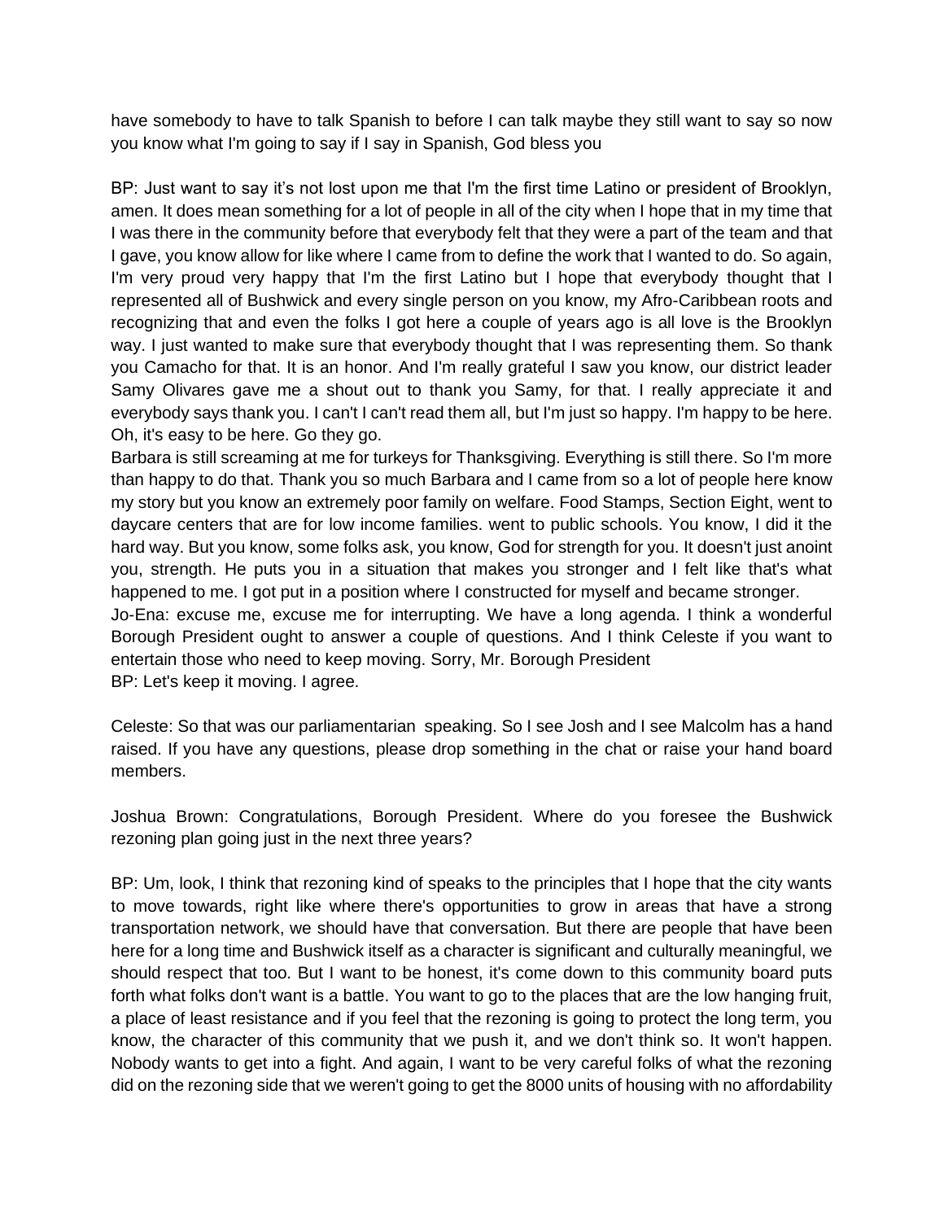have somebody to have to talk Spanish to before I can talk maybe they still want to say so now you know what I'm going to say if I say in Spanish, God bless you

BP: Just want to say it's not lost upon me that I'm the first time Latino or president of Brooklyn, amen. It does mean something for a lot of people in all of the city when I hope that in my time that I was there in the community before that everybody felt that they were a part of the team and that I gave, you know allow for like where I came from to define the work that I wanted to do. So again, I'm very proud very happy that I'm the first Latino but I hope that everybody thought that I represented all of Bushwick and every single person on you know, my Afro-Caribbean roots and recognizing that and even the folks I got here a couple of years ago is all love is the Brooklyn way. I just wanted to make sure that everybody thought that I was representing them. So thank you Camacho for that. It is an honor. And I'm really grateful I saw you know, our district leader Samy Olivares gave me a shout out to thank you Samy, for that. I really appreciate it and everybody says thank you. I can't I can't read them all, but I'm just so happy. I'm happy to be here. Oh, it's easy to be here. Go they go.

Barbara is still screaming at me for turkeys for Thanksgiving. Everything is still there. So I'm more than happy to do that. Thank you so much Barbara and I came from so a lot of people here know my story but you know an extremely poor family on welfare. Food Stamps, Section Eight, went to daycare centers that are for low income families. went to public schools. You know, I did it the hard way. But you know, some folks ask, you know, God for strength for you. It doesn't just anoint you, strength. He puts you in a situation that makes you stronger and I felt like that's what happened to me. I got put in a position where I constructed for myself and became stronger.

Jo-Ena: excuse me, excuse me for interrupting. We have a long agenda. I think a wonderful Borough President ought to answer a couple of questions. And I think Celeste if you want to entertain those who need to keep moving. Sorry, Mr. Borough President

BP: Let's keep it moving. I agree.

Celeste: So that was our parliamentarian speaking. So I see Josh and I see Malcolm has a hand raised. If you have any questions, please drop something in the chat or raise your hand board members.

Joshua Brown: Congratulations, Borough President. Where do you foresee the Bushwick rezoning plan going just in the next three years?

BP: Um, look, I think that rezoning kind of speaks to the principles that I hope that the city wants to move towards, right like where there's opportunities to grow in areas that have a strong transportation network, we should have that conversation. But there are people that have been here for a long time and Bushwick itself as a character is significant and culturally meaningful, we should respect that too. But I want to be honest, it's come down to this community board puts forth what folks don't want is a battle. You want to go to the places that are the low hanging fruit, a place of least resistance and if you feel that the rezoning is going to protect the long term, you know, the character of this community that we push it, and we don't think so. It won't happen. Nobody wants to get into a fight. And again, I want to be very careful folks of what the rezoning did on the rezoning side that we weren't going to get the 8000 units of housing with no affordability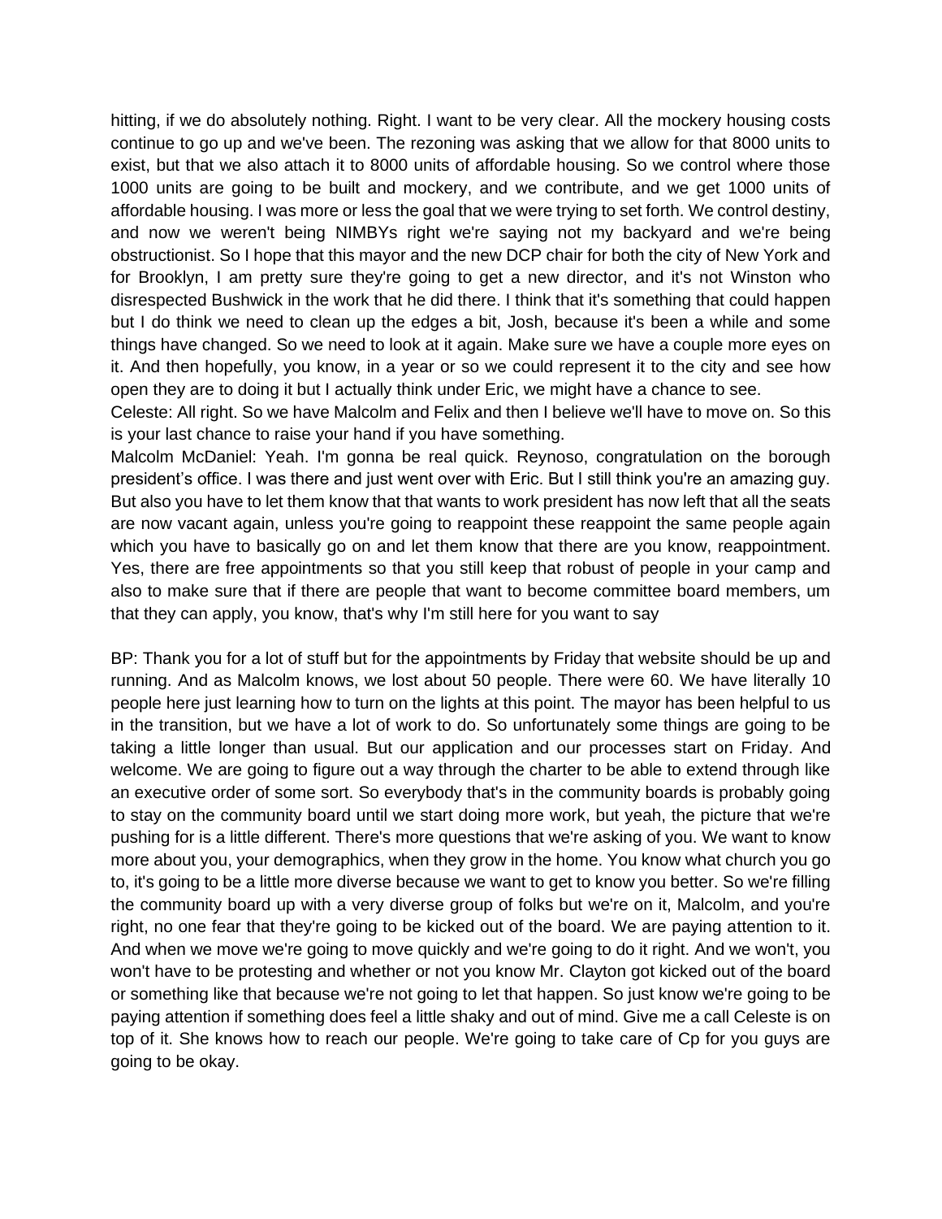hitting, if we do absolutely nothing. Right. I want to be very clear. All the mockery housing costs continue to go up and we've been. The rezoning was asking that we allow for that 8000 units to exist, but that we also attach it to 8000 units of affordable housing. So we control where those 1000 units are going to be built and mockery, and we contribute, and we get 1000 units of affordable housing. I was more or less the goal that we were trying to set forth. We control destiny, and now we weren't being NIMBYs right we're saying not my backyard and we're being obstructionist. So I hope that this mayor and the new DCP chair for both the city of New York and for Brooklyn, I am pretty sure they're going to get a new director, and it's not Winston who disrespected Bushwick in the work that he did there. I think that it's something that could happen but I do think we need to clean up the edges a bit, Josh, because it's been a while and some things have changed. So we need to look at it again. Make sure we have a couple more eyes on it. And then hopefully, you know, in a year or so we could represent it to the city and see how open they are to doing it but I actually think under Eric, we might have a chance to see.

Celeste: All right. So we have Malcolm and Felix and then I believe we'll have to move on. So this is your last chance to raise your hand if you have something.

Malcolm McDaniel: Yeah. I'm gonna be real quick. Reynoso, congratulation on the borough president's office. I was there and just went over with Eric. But I still think you're an amazing guy. But also you have to let them know that that wants to work president has now left that all the seats are now vacant again, unless you're going to reappoint these reappoint the same people again which you have to basically go on and let them know that there are you know, reappointment. Yes, there are free appointments so that you still keep that robust of people in your camp and also to make sure that if there are people that want to become committee board members, um that they can apply, you know, that's why I'm still here for you want to say

BP: Thank you for a lot of stuff but for the appointments by Friday that website should be up and running. And as Malcolm knows, we lost about 50 people. There were 60. We have literally 10 people here just learning how to turn on the lights at this point. The mayor has been helpful to us in the transition, but we have a lot of work to do. So unfortunately some things are going to be taking a little longer than usual. But our application and our processes start on Friday. And welcome. We are going to figure out a way through the charter to be able to extend through like an executive order of some sort. So everybody that's in the community boards is probably going to stay on the community board until we start doing more work, but yeah, the picture that we're pushing for is a little different. There's more questions that we're asking of you. We want to know more about you, your demographics, when they grow in the home. You know what church you go to, it's going to be a little more diverse because we want to get to know you better. So we're filling the community board up with a very diverse group of folks but we're on it, Malcolm, and you're right, no one fear that they're going to be kicked out of the board. We are paying attention to it. And when we move we're going to move quickly and we're going to do it right. And we won't, you won't have to be protesting and whether or not you know Mr. Clayton got kicked out of the board or something like that because we're not going to let that happen. So just know we're going to be paying attention if something does feel a little shaky and out of mind. Give me a call Celeste is on top of it. She knows how to reach our people. We're going to take care of Cp for you guys are going to be okay.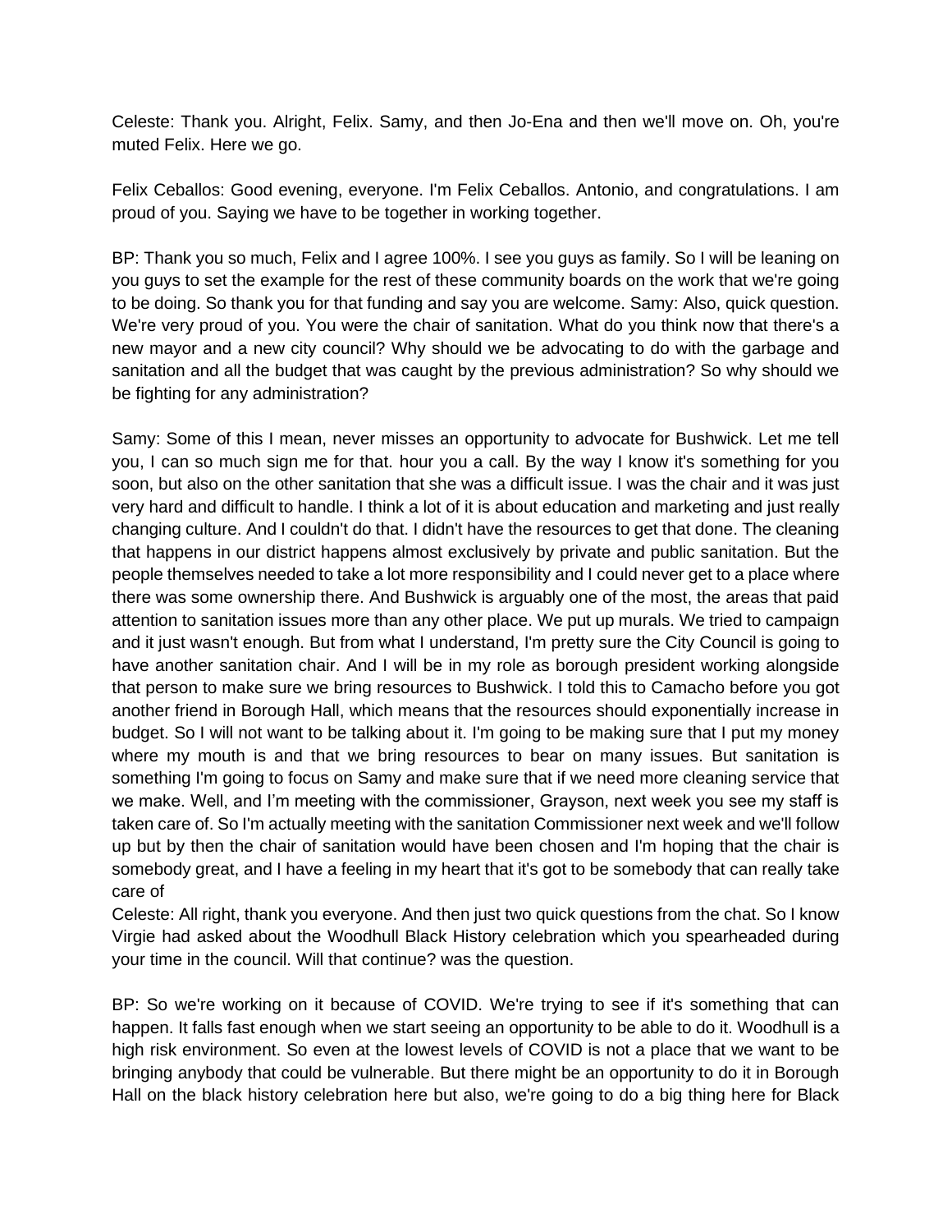Celeste: Thank you. Alright, Felix. Samy, and then Jo-Ena and then we'll move on. Oh, you're muted Felix. Here we go.

Felix Ceballos: Good evening, everyone. I'm Felix Ceballos. Antonio, and congratulations. I am proud of you. Saying we have to be together in working together.

BP: Thank you so much, Felix and I agree 100%. I see you guys as family. So I will be leaning on you guys to set the example for the rest of these community boards on the work that we're going to be doing. So thank you for that funding and say you are welcome. Samy: Also, quick question. We're very proud of you. You were the chair of sanitation. What do you think now that there's a new mayor and a new city council? Why should we be advocating to do with the garbage and sanitation and all the budget that was caught by the previous administration? So why should we be fighting for any administration?

Samy: Some of this I mean, never misses an opportunity to advocate for Bushwick. Let me tell you, I can so much sign me for that. hour you a call. By the way I know it's something for you soon, but also on the other sanitation that she was a difficult issue. I was the chair and it was just very hard and difficult to handle. I think a lot of it is about education and marketing and just really changing culture. And I couldn't do that. I didn't have the resources to get that done. The cleaning that happens in our district happens almost exclusively by private and public sanitation. But the people themselves needed to take a lot more responsibility and I could never get to a place where there was some ownership there. And Bushwick is arguably one of the most, the areas that paid attention to sanitation issues more than any other place. We put up murals. We tried to campaign and it just wasn't enough. But from what I understand, I'm pretty sure the City Council is going to have another sanitation chair. And I will be in my role as borough president working alongside that person to make sure we bring resources to Bushwick. I told this to Camacho before you got another friend in Borough Hall, which means that the resources should exponentially increase in budget. So I will not want to be talking about it. I'm going to be making sure that I put my money where my mouth is and that we bring resources to bear on many issues. But sanitation is something I'm going to focus on Samy and make sure that if we need more cleaning service that we make. Well, and I'm meeting with the commissioner, Grayson, next week you see my staff is taken care of. So I'm actually meeting with the sanitation Commissioner next week and we'll follow up but by then the chair of sanitation would have been chosen and I'm hoping that the chair is somebody great, and I have a feeling in my heart that it's got to be somebody that can really take care of

Celeste: All right, thank you everyone. And then just two quick questions from the chat. So I know Virgie had asked about the Woodhull Black History celebration which you spearheaded during your time in the council. Will that continue? was the question.

BP: So we're working on it because of COVID. We're trying to see if it's something that can happen. It falls fast enough when we start seeing an opportunity to be able to do it. Woodhull is a high risk environment. So even at the lowest levels of COVID is not a place that we want to be bringing anybody that could be vulnerable. But there might be an opportunity to do it in Borough Hall on the black history celebration here but also, we're going to do a big thing here for Black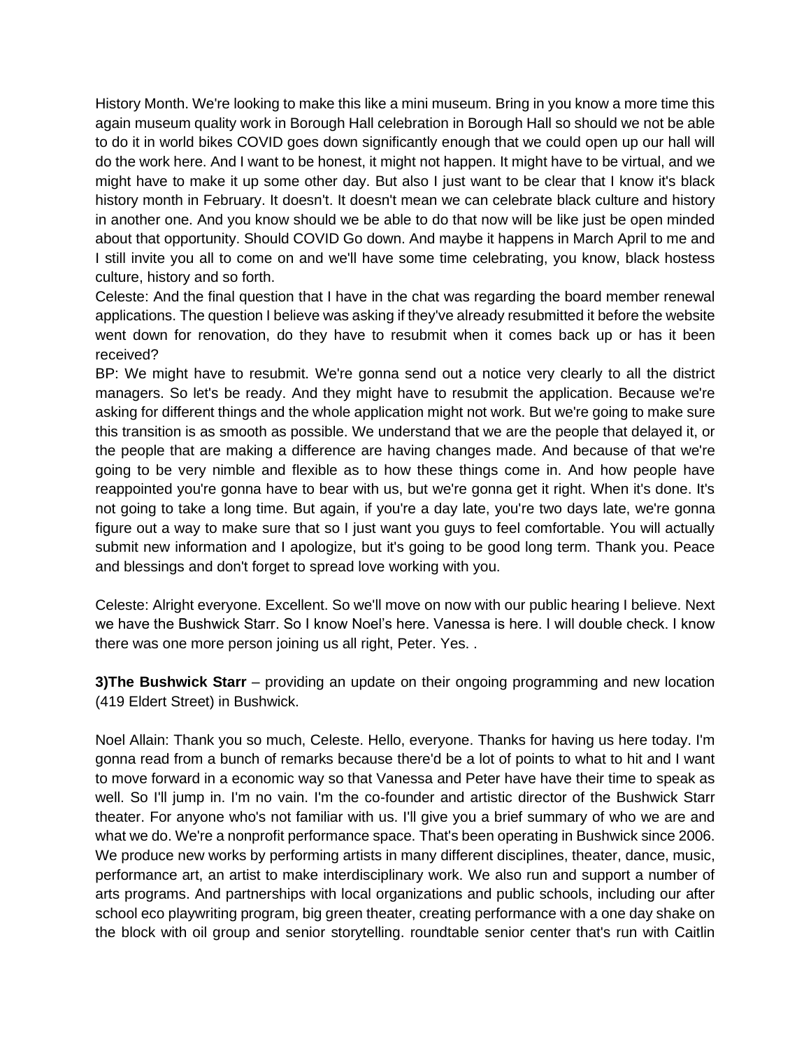History Month. We're looking to make this like a mini museum. Bring in you know a more time this again museum quality work in Borough Hall celebration in Borough Hall so should we not be able to do it in world bikes COVID goes down significantly enough that we could open up our hall will do the work here. And I want to be honest, it might not happen. It might have to be virtual, and we might have to make it up some other day. But also I just want to be clear that I know it's black history month in February. It doesn't. It doesn't mean we can celebrate black culture and history in another one. And you know should we be able to do that now will be like just be open minded about that opportunity. Should COVID Go down. And maybe it happens in March April to me and I still invite you all to come on and we'll have some time celebrating, you know, black hostess culture, history and so forth.

Celeste: And the final question that I have in the chat was regarding the board member renewal applications. The question I believe was asking if they've already resubmitted it before the website went down for renovation, do they have to resubmit when it comes back up or has it been received?

BP: We might have to resubmit. We're gonna send out a notice very clearly to all the district managers. So let's be ready. And they might have to resubmit the application. Because we're asking for different things and the whole application might not work. But we're going to make sure this transition is as smooth as possible. We understand that we are the people that delayed it, or the people that are making a difference are having changes made. And because of that we're going to be very nimble and flexible as to how these things come in. And how people have reappointed you're gonna have to bear with us, but we're gonna get it right. When it's done. It's not going to take a long time. But again, if you're a day late, you're two days late, we're gonna figure out a way to make sure that so I just want you guys to feel comfortable. You will actually submit new information and I apologize, but it's going to be good long term. Thank you. Peace and blessings and don't forget to spread love working with you.

Celeste: Alright everyone. Excellent. So we'll move on now with our public hearing I believe. Next we have the Bushwick Starr. So I know Noel's here. Vanessa is here. I will double check. I know there was one more person joining us all right, Peter. Yes. .

**3)The Bushwick Starr** – providing an update on their ongoing programming and new location (419 Eldert Street) in Bushwick.

Noel Allain: Thank you so much, Celeste. Hello, everyone. Thanks for having us here today. I'm gonna read from a bunch of remarks because there'd be a lot of points to what to hit and I want to move forward in a economic way so that Vanessa and Peter have have their time to speak as well. So I'll jump in. I'm no vain. I'm the co-founder and artistic director of the Bushwick Starr theater. For anyone who's not familiar with us. I'll give you a brief summary of who we are and what we do. We're a nonprofit performance space. That's been operating in Bushwick since 2006. We produce new works by performing artists in many different disciplines, theater, dance, music, performance art, an artist to make interdisciplinary work. We also run and support a number of arts programs. And partnerships with local organizations and public schools, including our after school eco playwriting program, big green theater, creating performance with a one day shake on the block with oil group and senior storytelling. roundtable senior center that's run with Caitlin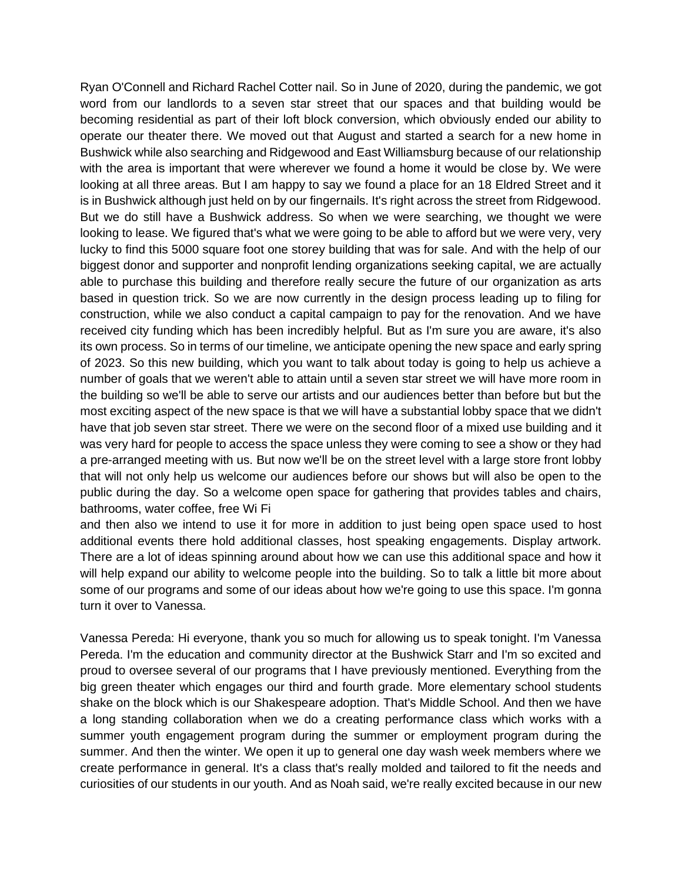Ryan O'Connell and Richard Rachel Cotter nail. So in June of 2020, during the pandemic, we got word from our landlords to a seven star street that our spaces and that building would be becoming residential as part of their loft block conversion, which obviously ended our ability to operate our theater there. We moved out that August and started a search for a new home in Bushwick while also searching and Ridgewood and East Williamsburg because of our relationship with the area is important that were wherever we found a home it would be close by. We were looking at all three areas. But I am happy to say we found a place for an 18 Eldred Street and it is in Bushwick although just held on by our fingernails. It's right across the street from Ridgewood. But we do still have a Bushwick address. So when we were searching, we thought we were looking to lease. We figured that's what we were going to be able to afford but we were very, very lucky to find this 5000 square foot one storey building that was for sale. And with the help of our biggest donor and supporter and nonprofit lending organizations seeking capital, we are actually able to purchase this building and therefore really secure the future of our organization as arts based in question trick. So we are now currently in the design process leading up to filing for construction, while we also conduct a capital campaign to pay for the renovation. And we have received city funding which has been incredibly helpful. But as I'm sure you are aware, it's also its own process. So in terms of our timeline, we anticipate opening the new space and early spring of 2023. So this new building, which you want to talk about today is going to help us achieve a number of goals that we weren't able to attain until a seven star street we will have more room in the building so we'll be able to serve our artists and our audiences better than before but but the most exciting aspect of the new space is that we will have a substantial lobby space that we didn't have that job seven star street. There we were on the second floor of a mixed use building and it was very hard for people to access the space unless they were coming to see a show or they had a pre-arranged meeting with us. But now we'll be on the street level with a large store front lobby that will not only help us welcome our audiences before our shows but will also be open to the public during the day. So a welcome open space for gathering that provides tables and chairs, bathrooms, water coffee, free Wi Fi
and then also we intend to use it for more in addition to just being open space used to host additional events there hold additional classes, host speaking engagements. Display artwork. There are a lot of ideas spinning around about how we can use this additional space and how it will help expand our ability to welcome people into the building. So to talk a little bit more about some of our programs and some of our ideas about how we're going to use this space. I'm gonna turn it over to Vanessa.

Vanessa Pereda: Hi everyone, thank you so much for allowing us to speak tonight. I'm Vanessa Pereda. I'm the education and community director at the Bushwick Starr and I'm so excited and proud to oversee several of our programs that I have previously mentioned. Everything from the big green theater which engages our third and fourth grade. More elementary school students shake on the block which is our Shakespeare adoption. That's Middle School. And then we have a long standing collaboration when we do a creating performance class which works with a summer youth engagement program during the summer or employment program during the summer. And then the winter. We open it up to general one day wash week members where we create performance in general. It's a class that's really molded and tailored to fit the needs and curiosities of our students in our youth. And as Noah said, we're really excited because in our new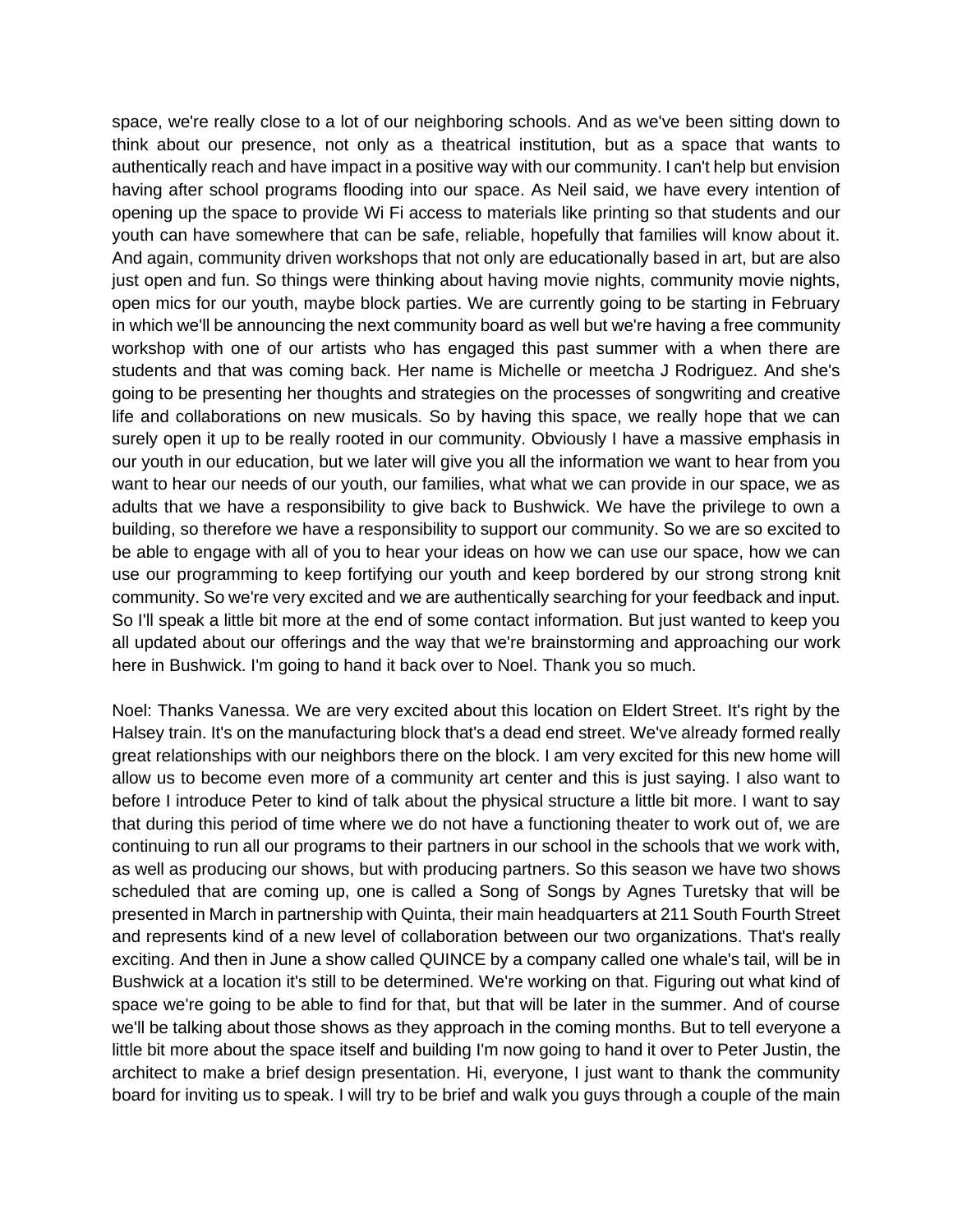space, we're really close to a lot of our neighboring schools. And as we've been sitting down to think about our presence, not only as a theatrical institution, but as a space that wants to authentically reach and have impact in a positive way with our community. I can't help but envision having after school programs flooding into our space. As Neil said, we have every intention of opening up the space to provide Wi Fi access to materials like printing so that students and our youth can have somewhere that can be safe, reliable, hopefully that families will know about it. And again, community driven workshops that not only are educationally based in art, but are also just open and fun. So things were thinking about having movie nights, community movie nights, open mics for our youth, maybe block parties. We are currently going to be starting in February in which we'll be announcing the next community board as well but we're having a free community workshop with one of our artists who has engaged this past summer with a when there are students and that was coming back. Her name is Michelle or meetcha J Rodriguez. And she's going to be presenting her thoughts and strategies on the processes of songwriting and creative life and collaborations on new musicals. So by having this space, we really hope that we can surely open it up to be really rooted in our community. Obviously I have a massive emphasis in our youth in our education, but we later will give you all the information we want to hear from you want to hear our needs of our youth, our families, what what we can provide in our space, we as adults that we have a responsibility to give back to Bushwick. We have the privilege to own a building, so therefore we have a responsibility to support our community. So we are so excited to be able to engage with all of you to hear your ideas on how we can use our space, how we can use our programming to keep fortifying our youth and keep bordered by our strong strong knit community. So we're very excited and we are authentically searching for your feedback and input. So I'll speak a little bit more at the end of some contact information. But just wanted to keep you all updated about our offerings and the way that we're brainstorming and approaching our work here in Bushwick. I'm going to hand it back over to Noel. Thank you so much.

Noel: Thanks Vanessa. We are very excited about this location on Eldert Street. It's right by the Halsey train. It's on the manufacturing block that's a dead end street. We've already formed really great relationships with our neighbors there on the block. I am very excited for this new home will allow us to become even more of a community art center and this is just saying. I also want to before I introduce Peter to kind of talk about the physical structure a little bit more. I want to say that during this period of time where we do not have a functioning theater to work out of, we are continuing to run all our programs to their partners in our school in the schools that we work with, as well as producing our shows, but with producing partners. So this season we have two shows scheduled that are coming up, one is called a Song of Songs by Agnes Turetsky that will be presented in March in partnership with Quinta, their main headquarters at 211 South Fourth Street and represents kind of a new level of collaboration between our two organizations. That's really exciting. And then in June a show called QUINCE by a company called one whale's tail, will be in Bushwick at a location it's still to be determined. We're working on that. Figuring out what kind of space we're going to be able to find for that, but that will be later in the summer. And of course we'll be talking about those shows as they approach in the coming months. But to tell everyone a little bit more about the space itself and building I'm now going to hand it over to Peter Justin, the architect to make a brief design presentation. Hi, everyone, I just want to thank the community board for inviting us to speak. I will try to be brief and walk you guys through a couple of the main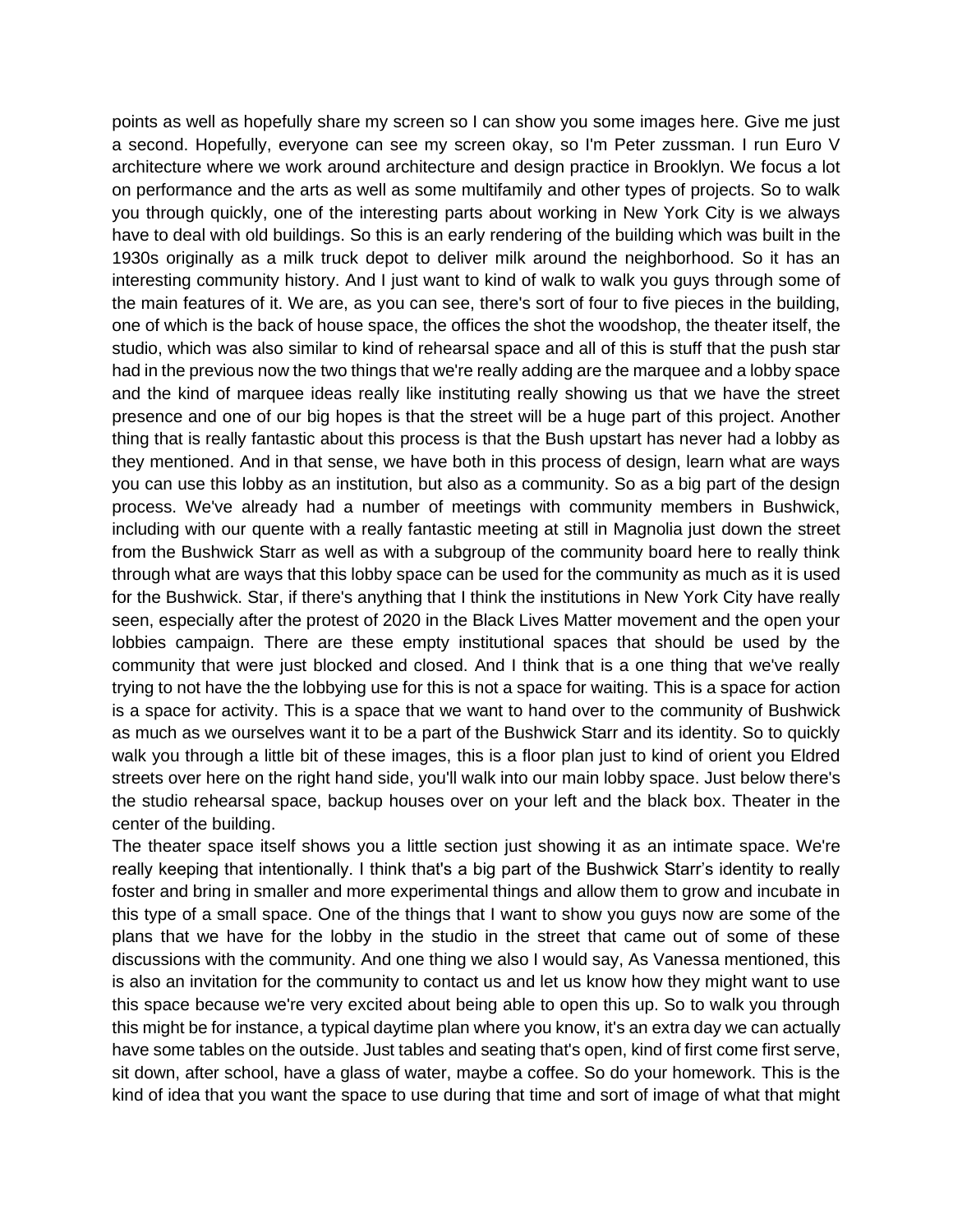points as well as hopefully share my screen so I can show you some images here. Give me just a second. Hopefully, everyone can see my screen okay, so I'm Peter zussman. I run Euro V architecture where we work around architecture and design practice in Brooklyn. We focus a lot on performance and the arts as well as some multifamily and other types of projects. So to walk you through quickly, one of the interesting parts about working in New York City is we always have to deal with old buildings. So this is an early rendering of the building which was built in the 1930s originally as a milk truck depot to deliver milk around the neighborhood. So it has an interesting community history. And I just want to kind of walk to walk you guys through some of the main features of it. We are, as you can see, there's sort of four to five pieces in the building, one of which is the back of house space, the offices the shot the woodshop, the theater itself, the studio, which was also similar to kind of rehearsal space and all of this is stuff that the push star had in the previous now the two things that we're really adding are the marquee and a lobby space and the kind of marquee ideas really like instituting really showing us that we have the street presence and one of our big hopes is that the street will be a huge part of this project. Another thing that is really fantastic about this process is that the Bush upstart has never had a lobby as they mentioned. And in that sense, we have both in this process of design, learn what are ways you can use this lobby as an institution, but also as a community. So as a big part of the design process. We've already had a number of meetings with community members in Bushwick, including with our quente with a really fantastic meeting at still in Magnolia just down the street from the Bushwick Starr as well as with a subgroup of the community board here to really think through what are ways that this lobby space can be used for the community as much as it is used for the Bushwick. Star, if there's anything that I think the institutions in New York City have really seen, especially after the protest of 2020 in the Black Lives Matter movement and the open your lobbies campaign. There are these empty institutional spaces that should be used by the community that were just blocked and closed. And I think that is a one thing that we've really trying to not have the the lobbying use for this is not a space for waiting. This is a space for action is a space for activity. This is a space that we want to hand over to the community of Bushwick as much as we ourselves want it to be a part of the Bushwick Starr and its identity. So to quickly walk you through a little bit of these images, this is a floor plan just to kind of orient you Eldred streets over here on the right hand side, you'll walk into our main lobby space. Just below there's the studio rehearsal space, backup houses over on your left and the black box. Theater in the center of the building.

The theater space itself shows you a little section just showing it as an intimate space. We're really keeping that intentionally. I think that's a big part of the Bushwick Starr's identity to really foster and bring in smaller and more experimental things and allow them to grow and incubate in this type of a small space. One of the things that I want to show you guys now are some of the plans that we have for the lobby in the studio in the street that came out of some of these discussions with the community. And one thing we also I would say, As Vanessa mentioned, this is also an invitation for the community to contact us and let us know how they might want to use this space because we're very excited about being able to open this up. So to walk you through this might be for instance, a typical daytime plan where you know, it's an extra day we can actually have some tables on the outside. Just tables and seating that's open, kind of first come first serve, sit down, after school, have a glass of water, maybe a coffee. So do your homework. This is the kind of idea that you want the space to use during that time and sort of image of what that might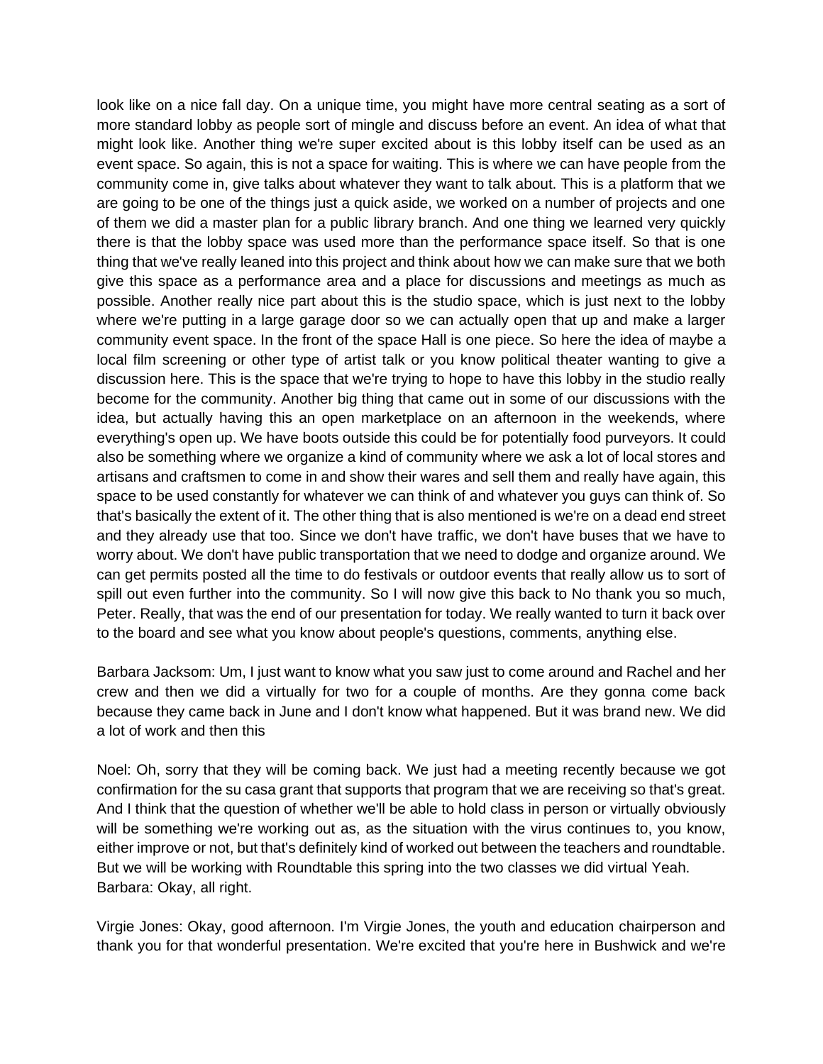look like on a nice fall day. On a unique time, you might have more central seating as a sort of more standard lobby as people sort of mingle and discuss before an event. An idea of what that might look like. Another thing we're super excited about is this lobby itself can be used as an event space. So again, this is not a space for waiting. This is where we can have people from the community come in, give talks about whatever they want to talk about. This is a platform that we are going to be one of the things just a quick aside, we worked on a number of projects and one of them we did a master plan for a public library branch. And one thing we learned very quickly there is that the lobby space was used more than the performance space itself. So that is one thing that we've really leaned into this project and think about how we can make sure that we both give this space as a performance area and a place for discussions and meetings as much as possible. Another really nice part about this is the studio space, which is just next to the lobby where we're putting in a large garage door so we can actually open that up and make a larger community event space. In the front of the space Hall is one piece. So here the idea of maybe a local film screening or other type of artist talk or you know political theater wanting to give a discussion here. This is the space that we're trying to hope to have this lobby in the studio really become for the community. Another big thing that came out in some of our discussions with the idea, but actually having this an open marketplace on an afternoon in the weekends, where everything's open up. We have boots outside this could be for potentially food purveyors. It could also be something where we organize a kind of community where we ask a lot of local stores and artisans and craftsmen to come in and show their wares and sell them and really have again, this space to be used constantly for whatever we can think of and whatever you guys can think of. So that's basically the extent of it. The other thing that is also mentioned is we're on a dead end street and they already use that too. Since we don't have traffic, we don't have buses that we have to worry about. We don't have public transportation that we need to dodge and organize around. We can get permits posted all the time to do festivals or outdoor events that really allow us to sort of spill out even further into the community. So I will now give this back to No thank you so much, Peter. Really, that was the end of our presentation for today. We really wanted to turn it back over to the board and see what you know about people's questions, comments, anything else.

Barbara Jacksom: Um, I just want to know what you saw just to come around and Rachel and her crew and then we did a virtually for two for a couple of months. Are they gonna come back because they came back in June and I don't know what happened. But it was brand new. We did a lot of work and then this

Noel: Oh, sorry that they will be coming back. We just had a meeting recently because we got confirmation for the su casa grant that supports that program that we are receiving so that's great. And I think that the question of whether we'll be able to hold class in person or virtually obviously will be something we're working out as, as the situation with the virus continues to, you know, either improve or not, but that's definitely kind of worked out between the teachers and roundtable. But we will be working with Roundtable this spring into the two classes we did virtual Yeah.
Barbara: Okay, all right.

Virgie Jones: Okay, good afternoon. I'm Virgie Jones, the youth and education chairperson and thank you for that wonderful presentation. We're excited that you're here in Bushwick and we're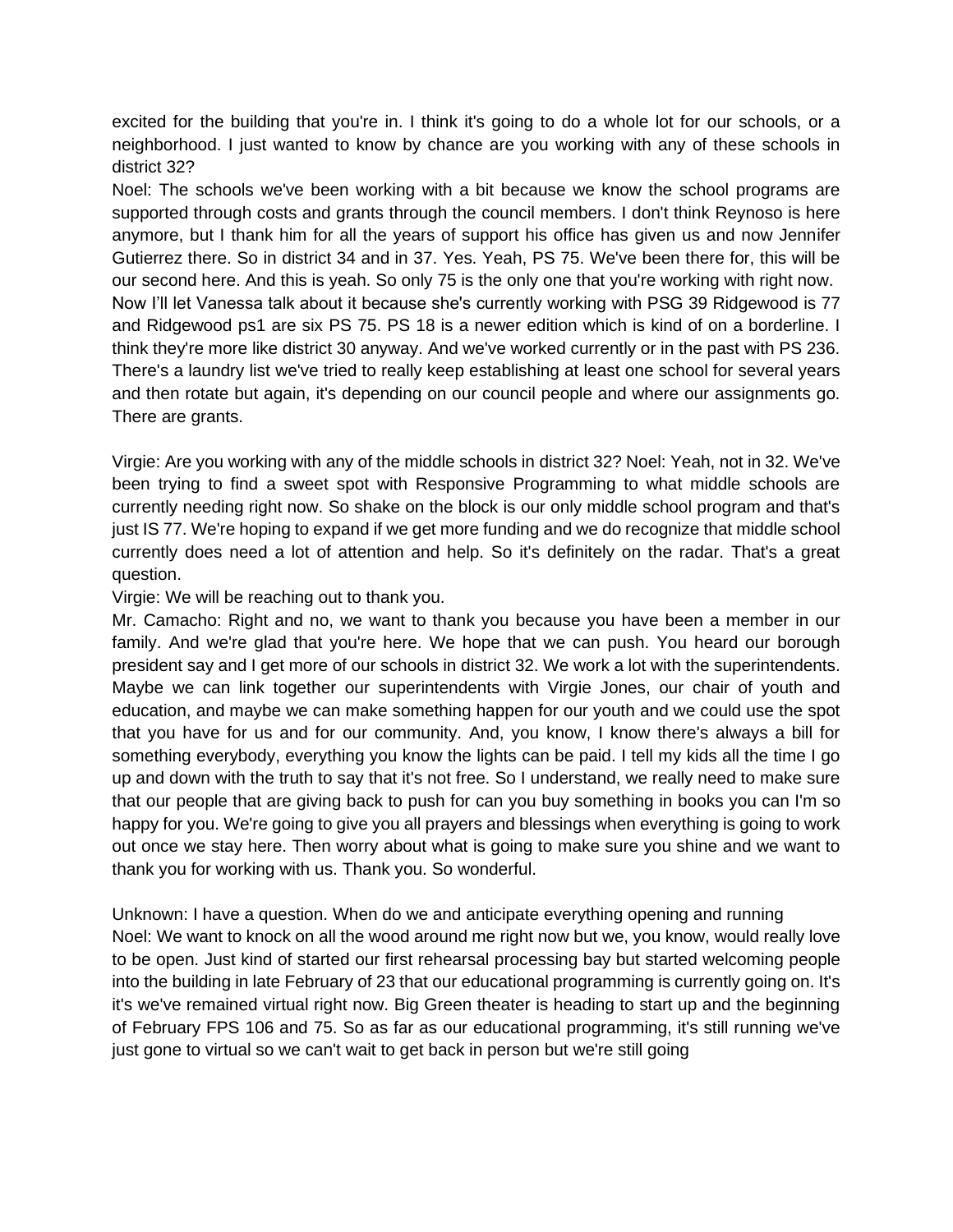excited for the building that you're in. I think it's going to do a whole lot for our schools, or a neighborhood. I just wanted to know by chance are you working with any of these schools in district 32?

Noel: The schools we've been working with a bit because we know the school programs are supported through costs and grants through the council members. I don't think Reynoso is here anymore, but I thank him for all the years of support his office has given us and now Jennifer Gutierrez there. So in district 34 and in 37. Yes. Yeah, PS 75. We've been there for, this will be our second here. And this is yeah. So only 75 is the only one that you're working with right now. Now I'll let Vanessa talk about it because she's currently working with PSG 39 Ridgewood is 77 and Ridgewood ps1 are six PS 75. PS 18 is a newer edition which is kind of on a borderline. I think they're more like district 30 anyway. And we've worked currently or in the past with PS 236. There's a laundry list we've tried to really keep establishing at least one school for several years and then rotate but again, it's depending on our council people and where our assignments go. There are grants.

Virgie: Are you working with any of the middle schools in district 32? Noel: Yeah, not in 32. We've been trying to find a sweet spot with Responsive Programming to what middle schools are currently needing right now. So shake on the block is our only middle school program and that's just IS 77. We're hoping to expand if we get more funding and we do recognize that middle school currently does need a lot of attention and help. So it's definitely on the radar. That's a great question.

Virgie: We will be reaching out to thank you.

Mr. Camacho: Right and no, we want to thank you because you have been a member in our family. And we're glad that you're here. We hope that we can push. You heard our borough president say and I get more of our schools in district 32. We work a lot with the superintendents. Maybe we can link together our superintendents with Virgie Jones, our chair of youth and education, and maybe we can make something happen for our youth and we could use the spot that you have for us and for our community. And, you know, I know there's always a bill for something everybody, everything you know the lights can be paid. I tell my kids all the time I go up and down with the truth to say that it's not free. So I understand, we really need to make sure that our people that are giving back to push for can you buy something in books you can I'm so happy for you. We're going to give you all prayers and blessings when everything is going to work out once we stay here. Then worry about what is going to make sure you shine and we want to thank you for working with us. Thank you. So wonderful.

Unknown: I have a question. When do we and anticipate everything opening and running

Noel: We want to knock on all the wood around me right now but we, you know, would really love to be open. Just kind of started our first rehearsal processing bay but started welcoming people into the building in late February of 23 that our educational programming is currently going on. It's it's we've remained virtual right now. Big Green theater is heading to start up and the beginning of February FPS 106 and 75. So as far as our educational programming, it's still running we've just gone to virtual so we can't wait to get back in person but we're still going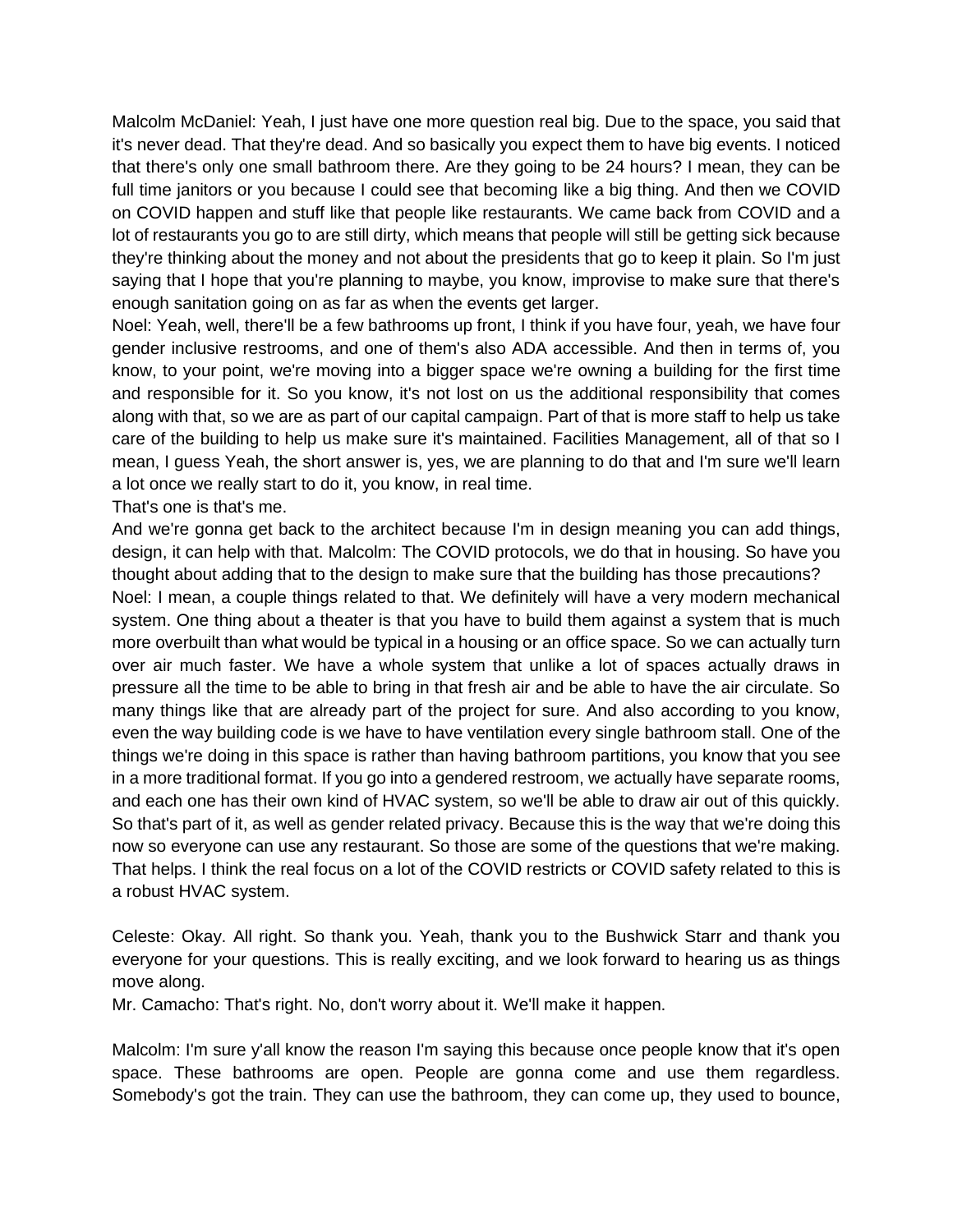Malcolm McDaniel: Yeah, I just have one more question real big. Due to the space, you said that it's never dead. That they're dead. And so basically you expect them to have big events. I noticed that there's only one small bathroom there. Are they going to be 24 hours? I mean, they can be full time janitors or you because I could see that becoming like a big thing. And then we COVID on COVID happen and stuff like that people like restaurants. We came back from COVID and a lot of restaurants you go to are still dirty, which means that people will still be getting sick because they're thinking about the money and not about the presidents that go to keep it plain. So I'm just saying that I hope that you're planning to maybe, you know, improvise to make sure that there's enough sanitation going on as far as when the events get larger.

Noel: Yeah, well, there'll be a few bathrooms up front, I think if you have four, yeah, we have four gender inclusive restrooms, and one of them's also ADA accessible. And then in terms of, you know, to your point, we're moving into a bigger space we're owning a building for the first time and responsible for it. So you know, it's not lost on us the additional responsibility that comes along with that, so we are as part of our capital campaign. Part of that is more staff to help us take care of the building to help us make sure it's maintained. Facilities Management, all of that so I mean, I guess Yeah, the short answer is, yes, we are planning to do that and I'm sure we'll learn a lot once we really start to do it, you know, in real time.

That's one is that's me.

And we're gonna get back to the architect because I'm in design meaning you can add things, design, it can help with that. Malcolm: The COVID protocols, we do that in housing. So have you thought about adding that to the design to make sure that the building has those precautions?

Noel: I mean, a couple things related to that. We definitely will have a very modern mechanical system. One thing about a theater is that you have to build them against a system that is much more overbuilt than what would be typical in a housing or an office space. So we can actually turn over air much faster. We have a whole system that unlike a lot of spaces actually draws in pressure all the time to be able to bring in that fresh air and be able to have the air circulate. So many things like that are already part of the project for sure. And also according to you know, even the way building code is we have to have ventilation every single bathroom stall. One of the things we're doing in this space is rather than having bathroom partitions, you know that you see in a more traditional format. If you go into a gendered restroom, we actually have separate rooms, and each one has their own kind of HVAC system, so we'll be able to draw air out of this quickly. So that's part of it, as well as gender related privacy. Because this is the way that we're doing this now so everyone can use any restaurant. So those are some of the questions that we're making. That helps. I think the real focus on a lot of the COVID restricts or COVID safety related to this is a robust HVAC system.

Celeste: Okay. All right. So thank you. Yeah, thank you to the Bushwick Starr and thank you everyone for your questions. This is really exciting, and we look forward to hearing us as things move along.

Mr. Camacho: That's right. No, don't worry about it. We'll make it happen.

Malcolm: I'm sure y'all know the reason I'm saying this because once people know that it's open space. These bathrooms are open. People are gonna come and use them regardless. Somebody's got the train. They can use the bathroom, they can come up, they used to bounce,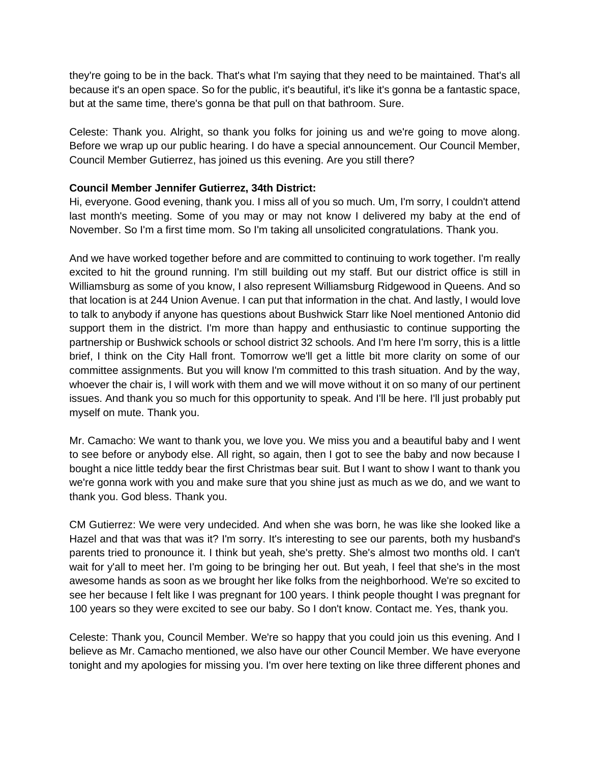they're going to be in the back. That's what I'm saying that they need to be maintained. That's all because it's an open space. So for the public, it's beautiful, it's like it's gonna be a fantastic space, but at the same time, there's gonna be that pull on that bathroom. Sure.

Celeste: Thank you. Alright, so thank you folks for joining us and we're going to move along. Before we wrap up our public hearing. I do have a special announcement. Our Council Member, Council Member Gutierrez, has joined us this evening. Are you still there?

**Council Member Jennifer Gutierrez, 34th District:**
Hi, everyone. Good evening, thank you. I miss all of you so much. Um, I'm sorry, I couldn't attend last month's meeting. Some of you may or may not know I delivered my baby at the end of November. So I'm a first time mom. So I'm taking all unsolicited congratulations. Thank you.

And we have worked together before and are committed to continuing to work together. I'm really excited to hit the ground running. I'm still building out my staff. But our district office is still in Williamsburg as some of you know, I also represent Williamsburg Ridgewood in Queens. And so that location is at 244 Union Avenue. I can put that information in the chat. And lastly, I would love to talk to anybody if anyone has questions about Bushwick Starr like Noel mentioned Antonio did support them in the district. I'm more than happy and enthusiastic to continue supporting the partnership or Bushwick schools or school district 32 schools. And I'm here I'm sorry, this is a little brief, I think on the City Hall front. Tomorrow we'll get a little bit more clarity on some of our committee assignments. But you will know I'm committed to this trash situation. And by the way, whoever the chair is, I will work with them and we will move without it on so many of our pertinent issues. And thank you so much for this opportunity to speak. And I'll be here. I'll just probably put myself on mute. Thank you.

Mr. Camacho: We want to thank you, we love you. We miss you and a beautiful baby and I went to see before or anybody else. All right, so again, then I got to see the baby and now because I bought a nice little teddy bear the first Christmas bear suit. But I want to show I want to thank you we're gonna work with you and make sure that you shine just as much as we do, and we want to thank you. God bless. Thank you.

CM Gutierrez: We were very undecided. And when she was born, he was like she looked like a Hazel and that was that was it? I'm sorry. It's interesting to see our parents, both my husband's parents tried to pronounce it. I think but yeah, she's pretty. She's almost two months old. I can't wait for y'all to meet her. I'm going to be bringing her out. But yeah, I feel that she's in the most awesome hands as soon as we brought her like folks from the neighborhood. We're so excited to see her because I felt like I was pregnant for 100 years. I think people thought I was pregnant for 100 years so they were excited to see our baby. So I don't know. Contact me. Yes, thank you.

Celeste: Thank you, Council Member. We're so happy that you could join us this evening. And I believe as Mr. Camacho mentioned, we also have our other Council Member. We have everyone tonight and my apologies for missing you. I'm over here texting on like three different phones and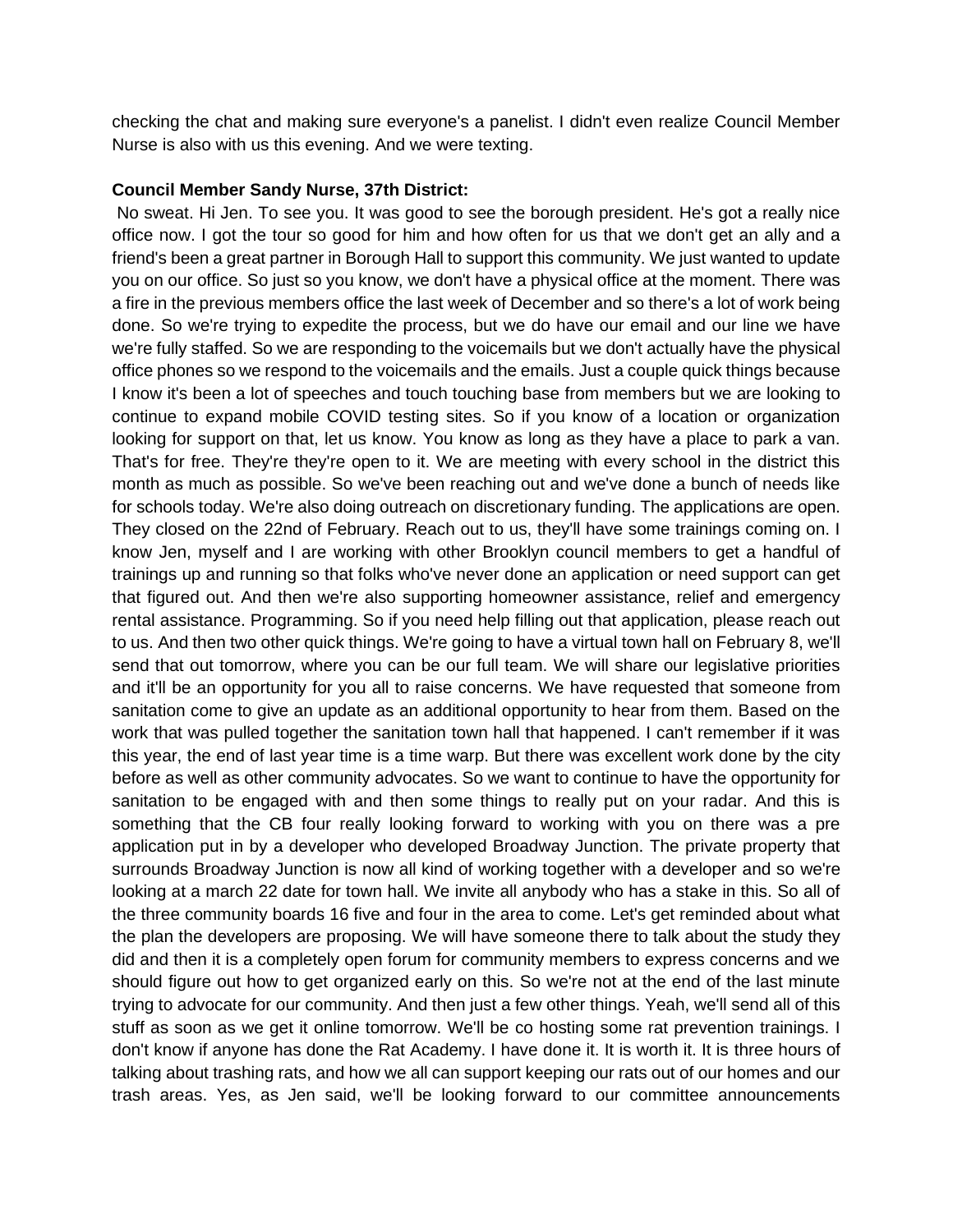checking the chat and making sure everyone's a panelist. I didn't even realize Council Member Nurse is also with us this evening. And we were texting.

**Council Member Sandy Nurse, 37th District:**

No sweat. Hi Jen. To see you. It was good to see the borough president. He's got a really nice office now. I got the tour so good for him and how often for us that we don't get an ally and a friend's been a great partner in Borough Hall to support this community. We just wanted to update you on our office. So just so you know, we don't have a physical office at the moment. There was a fire in the previous members office the last week of December and so there's a lot of work being done. So we're trying to expedite the process, but we do have our email and our line we have we're fully staffed. So we are responding to the voicemails but we don't actually have the physical office phones so we respond to the voicemails and the emails. Just a couple quick things because I know it's been a lot of speeches and touch touching base from members but we are looking to continue to expand mobile COVID testing sites. So if you know of a location or organization looking for support on that, let us know. You know as long as they have a place to park a van. That's for free. They're they're open to it. We are meeting with every school in the district this month as much as possible. So we've been reaching out and we've done a bunch of needs like for schools today. We're also doing outreach on discretionary funding. The applications are open. They closed on the 22nd of February. Reach out to us, they'll have some trainings coming on. I know Jen, myself and I are working with other Brooklyn council members to get a handful of trainings up and running so that folks who've never done an application or need support can get that figured out. And then we're also supporting homeowner assistance, relief and emergency rental assistance. Programming. So if you need help filling out that application, please reach out to us. And then two other quick things. We're going to have a virtual town hall on February 8, we'll send that out tomorrow, where you can be our full team. We will share our legislative priorities and it'll be an opportunity for you all to raise concerns. We have requested that someone from sanitation come to give an update as an additional opportunity to hear from them. Based on the work that was pulled together the sanitation town hall that happened. I can't remember if it was this year, the end of last year time is a time warp. But there was excellent work done by the city before as well as other community advocates. So we want to continue to have the opportunity for sanitation to be engaged with and then some things to really put on your radar. And this is something that the CB four really looking forward to working with you on there was a pre application put in by a developer who developed Broadway Junction. The private property that surrounds Broadway Junction is now all kind of working together with a developer and so we're looking at a march 22 date for town hall. We invite all anybody who has a stake in this. So all of the three community boards 16 five and four in the area to come. Let's get reminded about what the plan the developers are proposing. We will have someone there to talk about the study they did and then it is a completely open forum for community members to express concerns and we should figure out how to get organized early on this. So we're not at the end of the last minute trying to advocate for our community. And then just a few other things. Yeah, we'll send all of this stuff as soon as we get it online tomorrow. We'll be co hosting some rat prevention trainings. I don't know if anyone has done the Rat Academy. I have done it. It is worth it. It is three hours of talking about trashing rats, and how we all can support keeping our rats out of our homes and our trash areas. Yes, as Jen said, we'll be looking forward to our committee announcements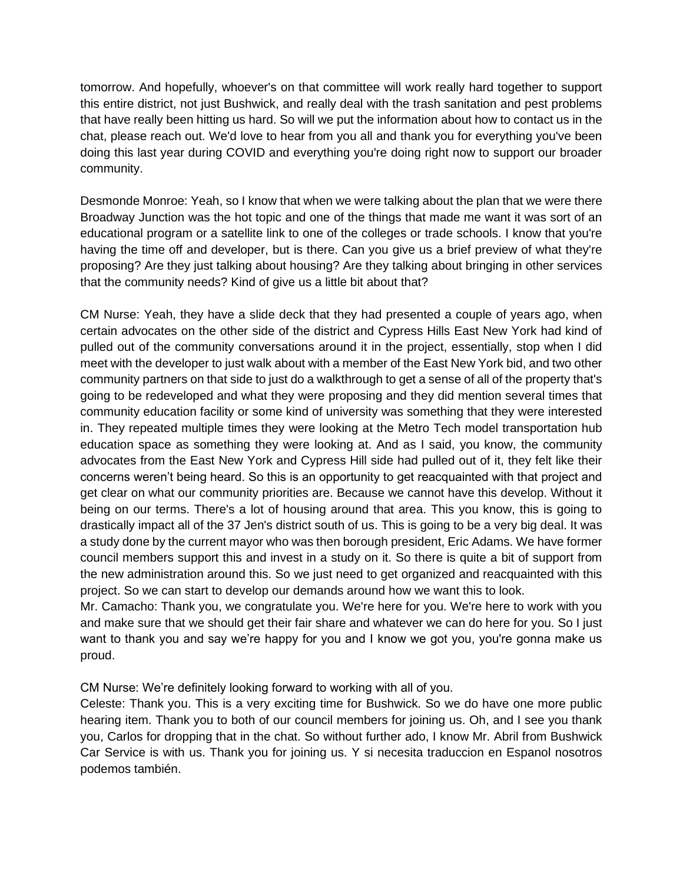tomorrow. And hopefully, whoever's on that committee will work really hard together to support this entire district, not just Bushwick, and really deal with the trash sanitation and pest problems that have really been hitting us hard. So will we put the information about how to contact us in the chat, please reach out. We'd love to hear from you all and thank you for everything you've been doing this last year during COVID and everything you're doing right now to support our broader community.

Desmonde Monroe: Yeah, so I know that when we were talking about the plan that we were there Broadway Junction was the hot topic and one of the things that made me want it was sort of an educational program or a satellite link to one of the colleges or trade schools. I know that you're having the time off and developer, but is there. Can you give us a brief preview of what they're proposing? Are they just talking about housing? Are they talking about bringing in other services that the community needs? Kind of give us a little bit about that?

CM Nurse: Yeah, they have a slide deck that they had presented a couple of years ago, when certain advocates on the other side of the district and Cypress Hills East New York had kind of pulled out of the community conversations around it in the project, essentially, stop when I did meet with the developer to just walk about with a member of the East New York bid, and two other community partners on that side to just do a walkthrough to get a sense of all of the property that's going to be redeveloped and what they were proposing and they did mention several times that community education facility or some kind of university was something that they were interested in. They repeated multiple times they were looking at the Metro Tech model transportation hub education space as something they were looking at. And as I said, you know, the community advocates from the East New York and Cypress Hill side had pulled out of it, they felt like their concerns weren't being heard. So this is an opportunity to get reacquainted with that project and get clear on what our community priorities are. Because we cannot have this develop. Without it being on our terms. There's a lot of housing around that area. This you know, this is going to drastically impact all of the 37 Jen's district south of us. This is going to be a very big deal. It was a study done by the current mayor who was then borough president, Eric Adams. We have former council members support this and invest in a study on it. So there is quite a bit of support from the new administration around this. So we just need to get organized and reacquainted with this project. So we can start to develop our demands around how we want this to look.

Mr. Camacho: Thank you, we congratulate you. We're here for you. We're here to work with you and make sure that we should get their fair share and whatever we can do here for you. So I just want to thank you and say we're happy for you and I know we got you, you're gonna make us proud.

CM Nurse: We're definitely looking forward to working with all of you.

Celeste: Thank you. This is a very exciting time for Bushwick. So we do have one more public hearing item. Thank you to both of our council members for joining us. Oh, and I see you thank you, Carlos for dropping that in the chat. So without further ado, I know Mr. Abril from Bushwick Car Service is with us. Thank you for joining us. Y si necesita traduccion en Espanol nosotros podemos también.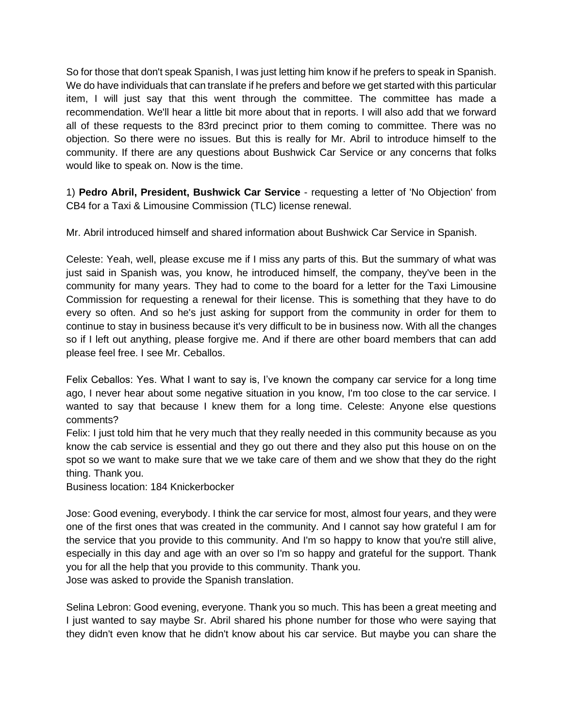So for those that don't speak Spanish, I was just letting him know if he prefers to speak in Spanish. We do have individuals that can translate if he prefers and before we get started with this particular item, I will just say that this went through the committee. The committee has made a recommendation. We'll hear a little bit more about that in reports. I will also add that we forward all of these requests to the 83rd precinct prior to them coming to committee. There was no objection. So there were no issues. But this is really for Mr. Abril to introduce himself to the community. If there are any questions about Bushwick Car Service or any concerns that folks would like to speak on. Now is the time.

1) **Pedro Abril, President, Bushwick Car Service** - requesting a letter of 'No Objection' from CB4 for a Taxi & Limousine Commission (TLC) license renewal.

Mr. Abril introduced himself and shared information about Bushwick Car Service in Spanish.

Celeste: Yeah, well, please excuse me if I miss any parts of this. But the summary of what was just said in Spanish was, you know, he introduced himself, the company, they've been in the community for many years. They had to come to the board for a letter for the Taxi Limousine Commission for requesting a renewal for their license. This is something that they have to do every so often. And so he's just asking for support from the community in order for them to continue to stay in business because it's very difficult to be in business now. With all the changes so if I left out anything, please forgive me. And if there are other board members that can add please feel free. I see Mr. Ceballos.

Felix Ceballos: Yes. What I want to say is, I've known the company car service for a long time ago, I never hear about some negative situation in you know, I'm too close to the car service. I wanted to say that because I knew them for a long time. Celeste: Anyone else questions comments?

Felix: I just told him that he very much that they really needed in this community because as you know the cab service is essential and they go out there and they also put this house on on the spot so we want to make sure that we we take care of them and we show that they do the right thing. Thank you.

Business location: 184 Knickerbocker

Jose: Good evening, everybody. I think the car service for most, almost four years, and they were one of the first ones that was created in the community. And I cannot say how grateful I am for the service that you provide to this community. And I'm so happy to know that you're still alive, especially in this day and age with an over so I'm so happy and grateful for the support. Thank you for all the help that you provide to this community. Thank you.

Jose was asked to provide the Spanish translation.

Selina Lebron: Good evening, everyone. Thank you so much. This has been a great meeting and I just wanted to say maybe Sr. Abril shared his phone number for those who were saying that they didn't even know that he didn't know about his car service. But maybe you can share the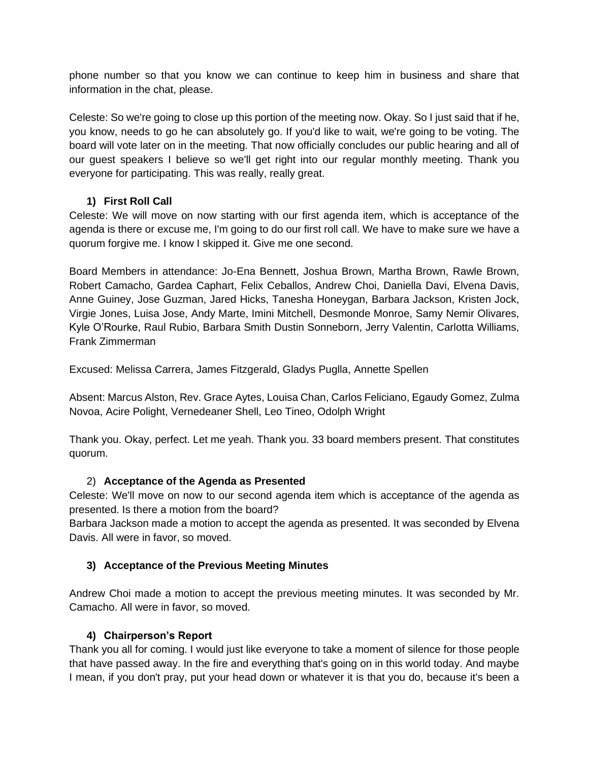phone number so that you know we can continue to keep him in business and share that information in the chat, please.

Celeste: So we're going to close up this portion of the meeting now. Okay. So I just said that if he, you know, needs to go he can absolutely go. If you'd like to wait, we're going to be voting. The board will vote later on in the meeting. That now officially concludes our public hearing and all of our guest speakers I believe so we'll get right into our regular monthly meeting. Thank you everyone for participating. This was really, really great.

### 1) First Roll Call

Celeste: We will move on now starting with our first agenda item, which is acceptance of the agenda is there or excuse me, I'm going to do our first roll call. We have to make sure we have a quorum forgive me. I know I skipped it. Give me one second.

Board Members in attendance: Jo-Ena Bennett, Joshua Brown, Martha Brown, Rawle Brown, Robert Camacho, Gardea Caphart, Felix Ceballos, Andrew Choi, Daniella Davi, Elvena Davis, Anne Guiney, Jose Guzman, Jared Hicks, Tanesha Honeygan, Barbara Jackson, Kristen Jock, Virgie Jones, Luisa Jose, Andy Marte, Imini Mitchell, Desmonde Monroe, Samy Nemir Olivares, Kyle O'Rourke, Raul Rubio, Barbara Smith Dustin Sonneborn, Jerry Valentin, Carlotta Williams, Frank Zimmerman

Excused: Melissa Carrera, James Fitzgerald, Gladys Puglla, Annette Spellen

Absent: Marcus Alston, Rev. Grace Aytes, Louisa Chan, Carlos Feliciano, Egaudy Gomez, Zulma Novoa, Acire Polight, Vernedeaner Shell, Leo Tineo, Odolph Wright

Thank you. Okay, perfect. Let me yeah. Thank you. 33 board members present. That constitutes quorum.

### 2) Acceptance of the Agenda as Presented

Celeste: We'll move on now to our second agenda item which is acceptance of the agenda as presented. Is there a motion from the board?
Barbara Jackson made a motion to accept the agenda as presented. It was seconded by Elvena Davis. All were in favor, so moved.

### 3) Acceptance of the Previous Meeting Minutes

Andrew Choi made a motion to accept the previous meeting minutes. It was seconded by Mr. Camacho. All were in favor, so moved.

### 4) Chairperson's Report

Thank you all for coming. I would just like everyone to take a moment of silence for those people that have passed away. In the fire and everything that's going on in this world today. And maybe I mean, if you don't pray, put your head down or whatever it is that you do, because it's been a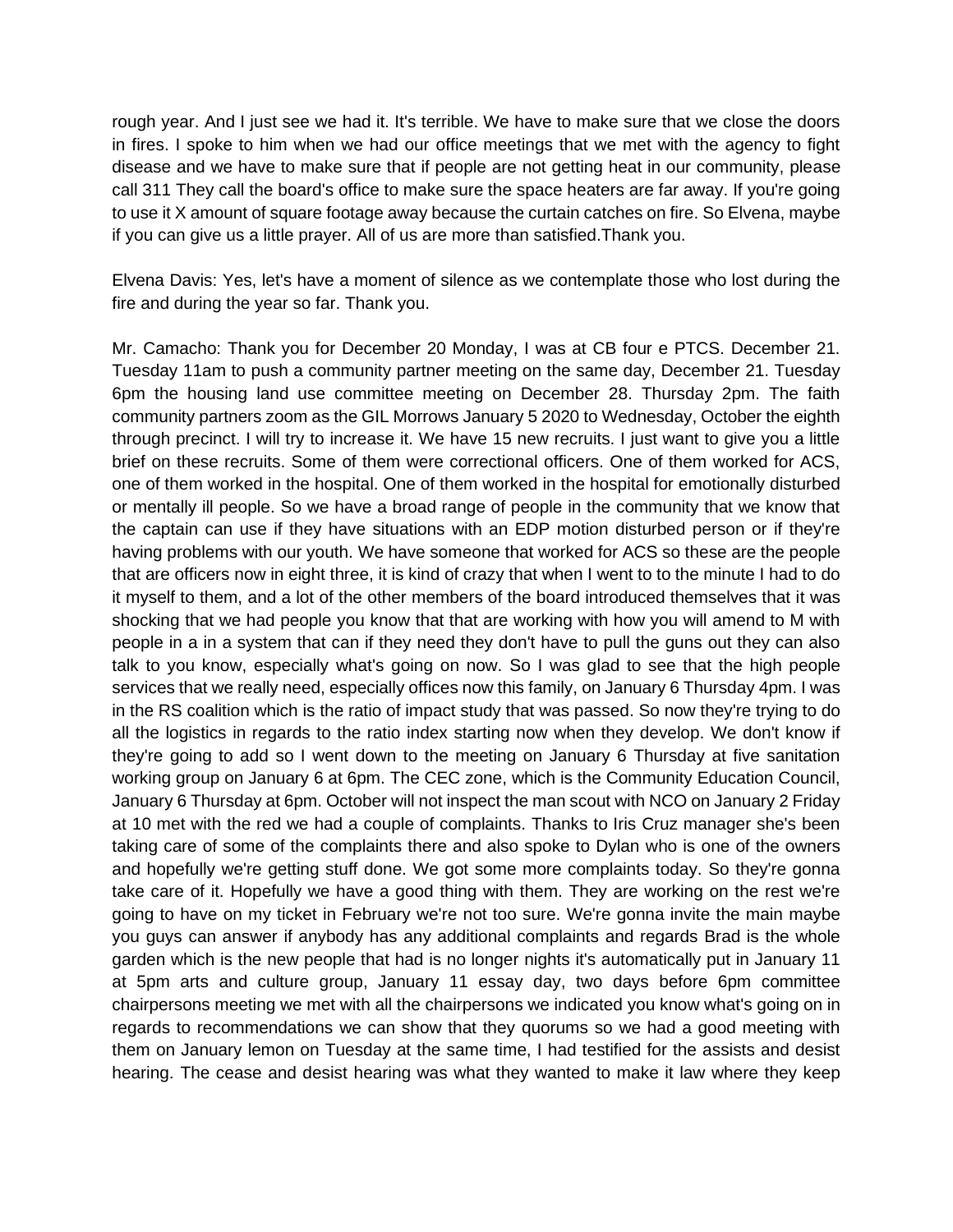rough year. And I just see we had it. It's terrible. We have to make sure that we close the doors in fires. I spoke to him when we had our office meetings that we met with the agency to fight disease and we have to make sure that if people are not getting heat in our community, please call 311 They call the board's office to make sure the space heaters are far away. If you're going to use it X amount of square footage away because the curtain catches on fire. So Elvena, maybe if you can give us a little prayer. All of us are more than satisfied.Thank you.

Elvena Davis: Yes, let's have a moment of silence as we contemplate those who lost during the fire and during the year so far. Thank you.

Mr. Camacho: Thank you for December 20 Monday, I was at CB four e PTCS. December 21. Tuesday 11am to push a community partner meeting on the same day, December 21. Tuesday 6pm the housing land use committee meeting on December 28. Thursday 2pm. The faith community partners zoom as the GIL Morrows January 5 2020 to Wednesday, October the eighth through precinct. I will try to increase it. We have 15 new recruits. I just want to give you a little brief on these recruits. Some of them were correctional officers. One of them worked for ACS, one of them worked in the hospital. One of them worked in the hospital for emotionally disturbed or mentally ill people. So we have a broad range of people in the community that we know that the captain can use if they have situations with an EDP motion disturbed person or if they're having problems with our youth. We have someone that worked for ACS so these are the people that are officers now in eight three, it is kind of crazy that when I went to to the minute I had to do it myself to them, and a lot of the other members of the board introduced themselves that it was shocking that we had people you know that that are working with how you will amend to M with people in a in a system that can if they need they don't have to pull the guns out they can also talk to you know, especially what's going on now. So I was glad to see that the high people services that we really need, especially offices now this family, on January 6 Thursday 4pm. I was in the RS coalition which is the ratio of impact study that was passed. So now they're trying to do all the logistics in regards to the ratio index starting now when they develop. We don't know if they're going to add so I went down to the meeting on January 6 Thursday at five sanitation working group on January 6 at 6pm. The CEC zone, which is the Community Education Council, January 6 Thursday at 6pm. October will not inspect the man scout with NCO on January 2 Friday at 10 met with the red we had a couple of complaints. Thanks to Iris Cruz manager she's been taking care of some of the complaints there and also spoke to Dylan who is one of the owners and hopefully we're getting stuff done. We got some more complaints today. So they're gonna take care of it. Hopefully we have a good thing with them. They are working on the rest we're going to have on my ticket in February we're not too sure. We're gonna invite the main maybe you guys can answer if anybody has any additional complaints and regards Brad is the whole garden which is the new people that had is no longer nights it's automatically put in January 11 at 5pm arts and culture group, January 11 essay day, two days before 6pm committee chairpersons meeting we met with all the chairpersons we indicated you know what's going on in regards to recommendations we can show that they quorums so we had a good meeting with them on January lemon on Tuesday at the same time, I had testified for the assists and desist hearing. The cease and desist hearing was what they wanted to make it law where they keep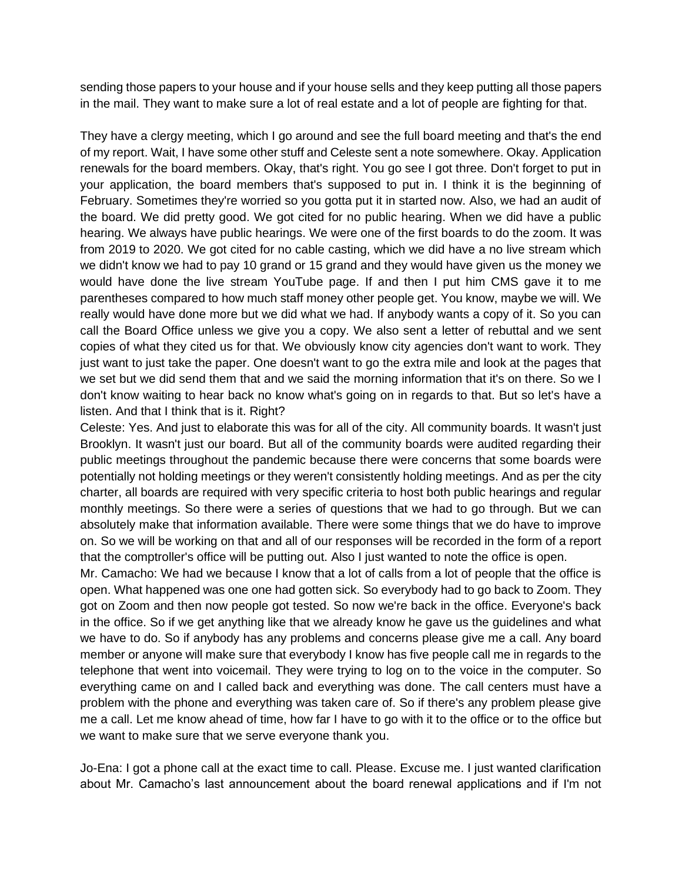sending those papers to your house and if your house sells and they keep putting all those papers in the mail. They want to make sure a lot of real estate and a lot of people are fighting for that.

They have a clergy meeting, which I go around and see the full board meeting and that's the end of my report. Wait, I have some other stuff and Celeste sent a note somewhere. Okay. Application renewals for the board members. Okay, that's right. You go see I got three. Don't forget to put in your application, the board members that's supposed to put in. I think it is the beginning of February. Sometimes they're worried so you gotta put it in started now. Also, we had an audit of the board. We did pretty good. We got cited for no public hearing. When we did have a public hearing. We always have public hearings. We were one of the first boards to do the zoom. It was from 2019 to 2020. We got cited for no cable casting, which we did have a no live stream which we didn't know we had to pay 10 grand or 15 grand and they would have given us the money we would have done the live stream YouTube page. If and then I put him CMS gave it to me parentheses compared to how much staff money other people get. You know, maybe we will. We really would have done more but we did what we had. If anybody wants a copy of it. So you can call the Board Office unless we give you a copy. We also sent a letter of rebuttal and we sent copies of what they cited us for that. We obviously know city agencies don't want to work. They just want to just take the paper. One doesn't want to go the extra mile and look at the pages that we set but we did send them that and we said the morning information that it's on there. So we I don't know waiting to hear back no know what's going on in regards to that. But so let's have a listen. And that I think that is it. Right?

Celeste: Yes. And just to elaborate this was for all of the city. All community boards. It wasn't just Brooklyn. It wasn't just our board. But all of the community boards were audited regarding their public meetings throughout the pandemic because there were concerns that some boards were potentially not holding meetings or they weren't consistently holding meetings. And as per the city charter, all boards are required with very specific criteria to host both public hearings and regular monthly meetings. So there were a series of questions that we had to go through. But we can absolutely make that information available. There were some things that we do have to improve on. So we will be working on that and all of our responses will be recorded in the form of a report that the comptroller's office will be putting out. Also I just wanted to note the office is open.

Mr. Camacho: We had we because I know that a lot of calls from a lot of people that the office is open. What happened was one one had gotten sick. So everybody had to go back to Zoom. They got on Zoom and then now people got tested. So now we're back in the office. Everyone's back in the office. So if we get anything like that we already know he gave us the guidelines and what we have to do. So if anybody has any problems and concerns please give me a call. Any board member or anyone will make sure that everybody I know has five people call me in regards to the telephone that went into voicemail. They were trying to log on to the voice in the computer. So everything came on and I called back and everything was done. The call centers must have a problem with the phone and everything was taken care of. So if there's any problem please give me a call. Let me know ahead of time, how far I have to go with it to the office or to the office but we want to make sure that we serve everyone thank you.

Jo-Ena: I got a phone call at the exact time to call. Please. Excuse me. I just wanted clarification about Mr. Camacho's last announcement about the board renewal applications and if I'm not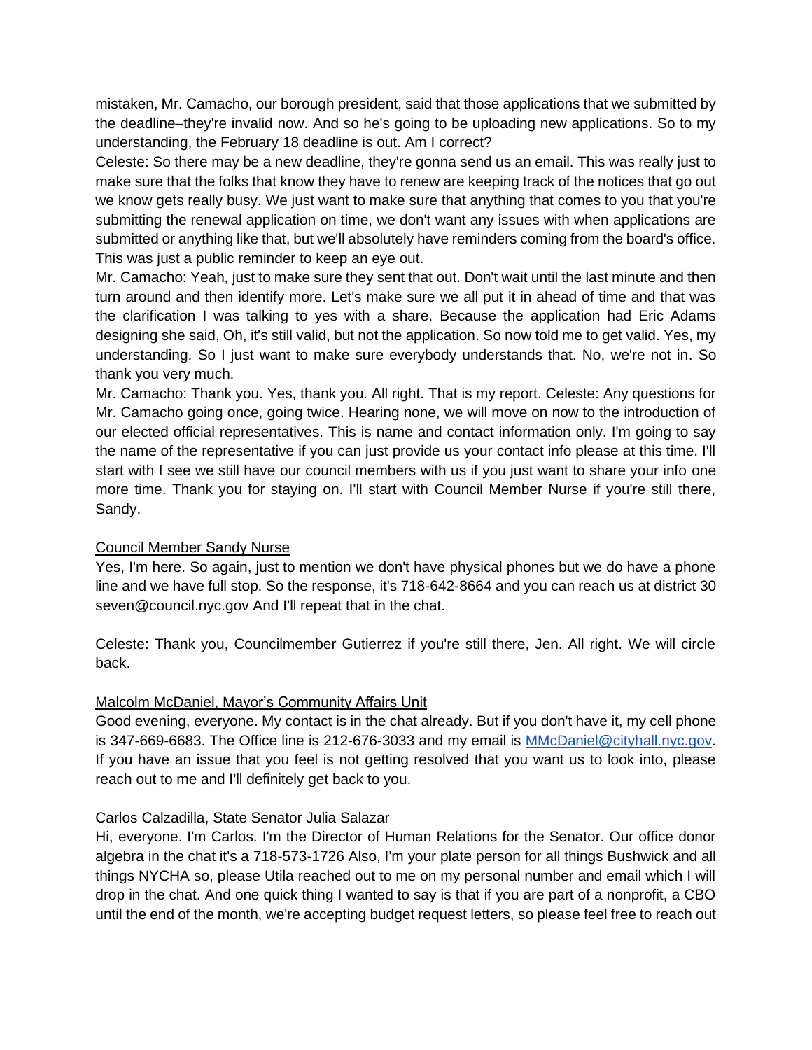mistaken, Mr. Camacho, our borough president, said that those applications that we submitted by the deadline–they're invalid now. And so he's going to be uploading new applications. So to my understanding, the February 18 deadline is out. Am I correct?

Celeste: So there may be a new deadline, they're gonna send us an email. This was really just to make sure that the folks that know they have to renew are keeping track of the notices that go out we know gets really busy. We just want to make sure that anything that comes to you that you're submitting the renewal application on time, we don't want any issues with when applications are submitted or anything like that, but we'll absolutely have reminders coming from the board's office. This was just a public reminder to keep an eye out.

Mr. Camacho: Yeah, just to make sure they sent that out. Don't wait until the last minute and then turn around and then identify more. Let's make sure we all put it in ahead of time and that was the clarification I was talking to yes with a share. Because the application had Eric Adams designing she said, Oh, it's still valid, but not the application. So now told me to get valid. Yes, my understanding. So I just want to make sure everybody understands that. No, we're not in. So thank you very much.

Mr. Camacho: Thank you. Yes, thank you. All right. That is my report. Celeste: Any questions for Mr. Camacho going once, going twice. Hearing none, we will move on now to the introduction of our elected official representatives. This is name and contact information only. I'm going to say the name of the representative if you can just provide us your contact info please at this time. I'll start with I see we still have our council members with us if you just want to share your info one more time. Thank you for staying on. I'll start with Council Member Nurse if you're still there, Sandy.

<u>Council Member Sandy Nurse</u>

Yes, I'm here. So again, just to mention we don't have physical phones but we do have a phone line and we have full stop. So the response, it's 718-642-8664 and you can reach us at district 30 seven@council.nyc.gov And I'll repeat that in the chat.

Celeste: Thank you, Councilmember Gutierrez if you're still there, Jen. All right. We will circle back.

<u>Malcolm McDaniel, Mayor's Community Affairs Unit</u>

Good evening, everyone. My contact is in the chat already. But if you don't have it, my cell phone is 347-669-6683. The Office line is 212-676-3033 and my email is MMcDaniel@cityhall.nyc.gov. If you have an issue that you feel is not getting resolved that you want us to look into, please reach out to me and I'll definitely get back to you.

<u>Carlos Calzadilla, State Senator Julia Salazar</u>

Hi, everyone. I'm Carlos. I'm the Director of Human Relations for the Senator. Our office donor algebra in the chat it's a 718-573-1726 Also, I'm your plate person for all things Bushwick and all things NYCHA so, please Utila reached out to me on my personal number and email which I will drop in the chat. And one quick thing I wanted to say is that if you are part of a nonprofit, a CBO until the end of the month, we're accepting budget request letters, so please feel free to reach out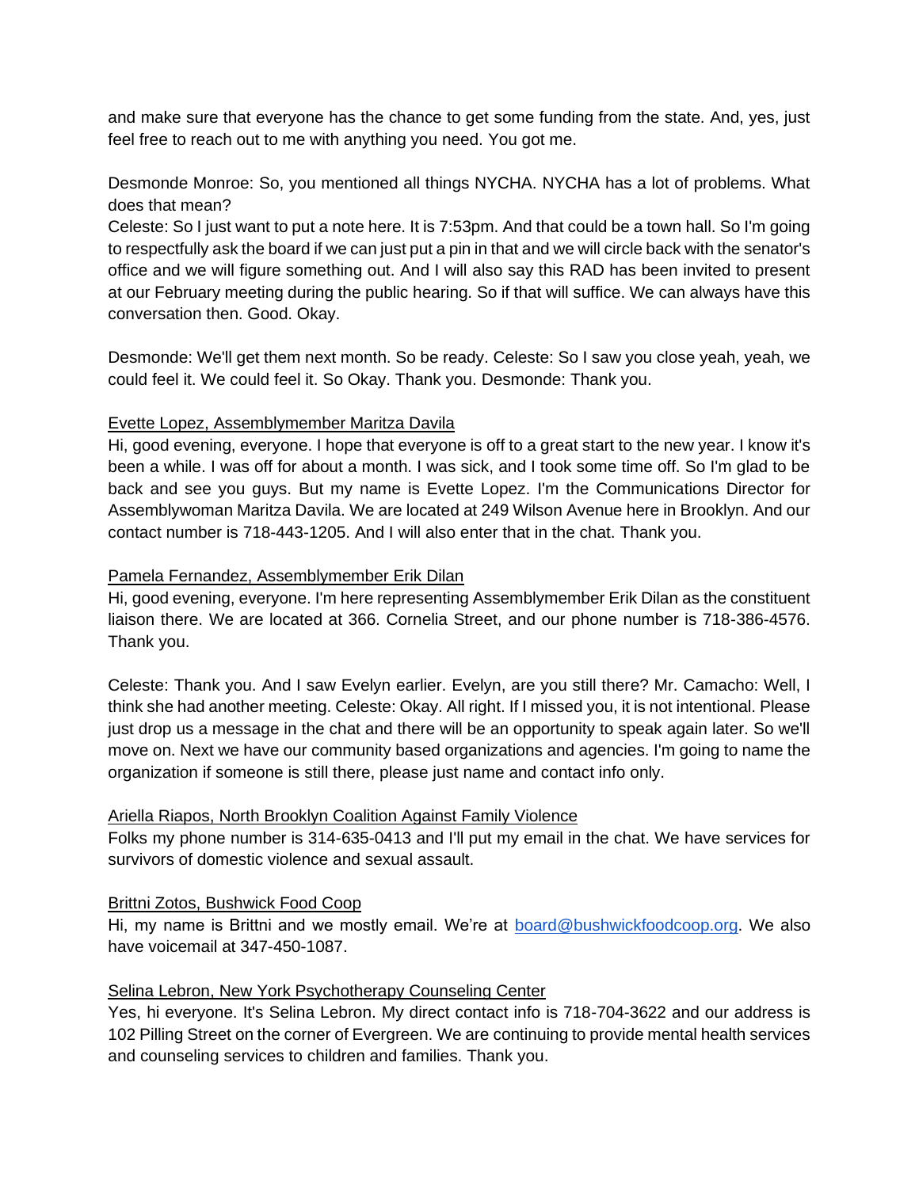and make sure that everyone has the chance to get some funding from the state. And, yes, just feel free to reach out to me with anything you need. You got me.

Desmonde Monroe: So, you mentioned all things NYCHA. NYCHA has a lot of problems. What does that mean?
Celeste: So I just want to put a note here. It is 7:53pm. And that could be a town hall. So I'm going to respectfully ask the board if we can just put a pin in that and we will circle back with the senator's office and we will figure something out. And I will also say this RAD has been invited to present at our February meeting during the public hearing. So if that will suffice. We can always have this conversation then. Good. Okay.

Desmonde: We'll get them next month. So be ready. Celeste: So I saw you close yeah, yeah, we could feel it. We could feel it. So Okay. Thank you. Desmonde: Thank you.

<u>Evette Lopez, Assemblymember Maritza Davila</u>
Hi, good evening, everyone. I hope that everyone is off to a great start to the new year. I know it's been a while. I was off for about a month. I was sick, and I took some time off. So I'm glad to be back and see you guys. But my name is Evette Lopez. I'm the Communications Director for Assemblywoman Maritza Davila. We are located at 249 Wilson Avenue here in Brooklyn. And our contact number is 718-443-1205. And I will also enter that in the chat. Thank you.

<u>Pamela Fernandez, Assemblymember Erik Dilan</u>
Hi, good evening, everyone. I'm here representing Assemblymember Erik Dilan as the constituent liaison there. We are located at 366. Cornelia Street, and our phone number is 718-386-4576. Thank you.

Celeste: Thank you. And I saw Evelyn earlier. Evelyn, are you still there? Mr. Camacho: Well, I think she had another meeting. Celeste: Okay. All right. If I missed you, it is not intentional. Please just drop us a message in the chat and there will be an opportunity to speak again later. So we'll move on. Next we have our community based organizations and agencies. I'm going to name the organization if someone is still there, please just name and contact info only.

<u>Ariella Riapos, North Brooklyn Coalition Against Family Violence</u>
Folks my phone number is 314-635-0413 and I'll put my email in the chat. We have services for survivors of domestic violence and sexual assault.

<u>Brittni Zotos, Bushwick Food Coop</u>
Hi, my name is Brittni and we mostly email. We're at [board@bushwickfoodcoop.org](mailto:board@bushwickfoodcoop.org). We also have voicemail at 347-450-1087.

<u>Selina Lebron, New York Psychotherapy Counseling Center</u>
Yes, hi everyone. It's Selina Lebron. My direct contact info is 718-704-3622 and our address is 102 Pilling Street on the corner of Evergreen. We are continuing to provide mental health services and counseling services to children and families. Thank you.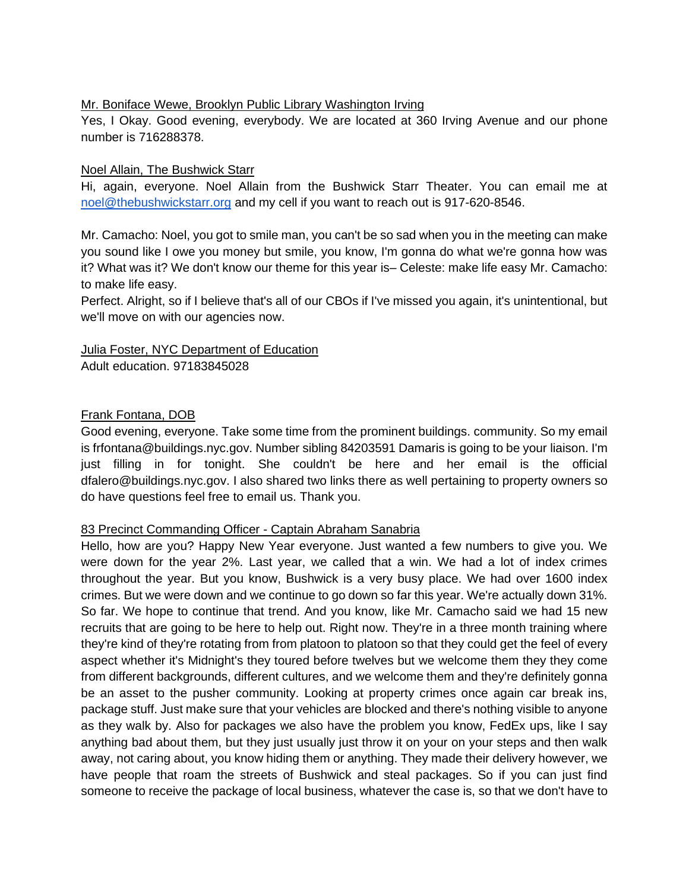Mr. Boniface Wewe, Brooklyn Public Library Washington Irving

Yes, I Okay. Good evening, everybody. We are located at 360 Irving Avenue and our phone number is 716288378.

Noel Allain, The Bushwick Starr

Hi, again, everyone. Noel Allain from the Bushwick Starr Theater. You can email me at noel@thebushwickstarr.org and my cell if you want to reach out is 917-620-8546.

Mr. Camacho: Noel, you got to smile man, you can't be so sad when you in the meeting can make you sound like I owe you money but smile, you know, I'm gonna do what we're gonna how was it? What was it? We don't know our theme for this year is– Celeste: make life easy Mr. Camacho: to make life easy.

Perfect. Alright, so if I believe that's all of our CBOs if I've missed you again, it's unintentional, but we'll move on with our agencies now.

Julia Foster, NYC Department of Education

Adult education. 97183845028

Frank Fontana, DOB

Good evening, everyone. Take some time from the prominent buildings. community. So my email is frfontana@buildings.nyc.gov. Number sibling 84203591 Damaris is going to be your liaison. I'm just filling in for tonight. She couldn't be here and her email is the official dfalero@buildings.nyc.gov. I also shared two links there as well pertaining to property owners so do have questions feel free to email us. Thank you.

83 Precinct Commanding Officer - Captain Abraham Sanabria

Hello, how are you? Happy New Year everyone. Just wanted a few numbers to give you. We were down for the year 2%. Last year, we called that a win. We had a lot of index crimes throughout the year. But you know, Bushwick is a very busy place. We had over 1600 index crimes. But we were down and we continue to go down so far this year. We're actually down 31%. So far. We hope to continue that trend. And you know, like Mr. Camacho said we had 15 new recruits that are going to be here to help out. Right now. They're in a three month training where they're kind of they're rotating from from platoon to platoon so that they could get the feel of every aspect whether it's Midnight's they toured before twelves but we welcome them they they come from different backgrounds, different cultures, and we welcome them and they're definitely gonna be an asset to the pusher community. Looking at property crimes once again car break ins, package stuff. Just make sure that your vehicles are blocked and there's nothing visible to anyone as they walk by. Also for packages we also have the problem you know, FedEx ups, like I say anything bad about them, but they just usually just throw it on your on your steps and then walk away, not caring about, you know hiding them or anything. They made their delivery however, we have people that roam the streets of Bushwick and steal packages. So if you can just find someone to receive the package of local business, whatever the case is, so that we don't have to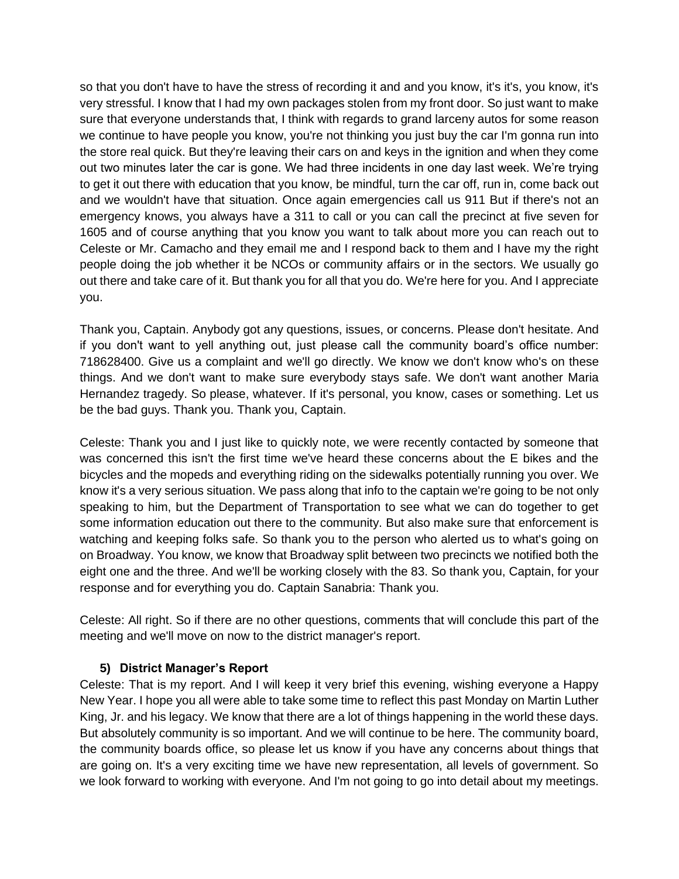so that you don't have to have the stress of recording it and and you know, it's it's, you know, it's very stressful. I know that I had my own packages stolen from my front door. So just want to make sure that everyone understands that, I think with regards to grand larceny autos for some reason we continue to have people you know, you're not thinking you just buy the car I'm gonna run into the store real quick. But they're leaving their cars on and keys in the ignition and when they come out two minutes later the car is gone. We had three incidents in one day last week. We're trying to get it out there with education that you know, be mindful, turn the car off, run in, come back out and we wouldn't have that situation. Once again emergencies call us 911 But if there's not an emergency knows, you always have a 311 to call or you can call the precinct at five seven for 1605 and of course anything that you know you want to talk about more you can reach out to Celeste or Mr. Camacho and they email me and I respond back to them and I have my the right people doing the job whether it be NCOs or community affairs or in the sectors. We usually go out there and take care of it. But thank you for all that you do. We're here for you. And I appreciate you.

Thank you, Captain. Anybody got any questions, issues, or concerns. Please don't hesitate. And if you don't want to yell anything out, just please call the community board's office number: 718628400. Give us a complaint and we'll go directly. We know we don't know who's on these things. And we don't want to make sure everybody stays safe. We don't want another Maria Hernandez tragedy. So please, whatever. If it's personal, you know, cases or something. Let us be the bad guys. Thank you. Thank you, Captain.

Celeste: Thank you and I just like to quickly note, we were recently contacted by someone that was concerned this isn't the first time we've heard these concerns about the E bikes and the bicycles and the mopeds and everything riding on the sidewalks potentially running you over. We know it's a very serious situation. We pass along that info to the captain we're going to be not only speaking to him, but the Department of Transportation to see what we can do together to get some information education out there to the community. But also make sure that enforcement is watching and keeping folks safe. So thank you to the person who alerted us to what's going on on Broadway. You know, we know that Broadway split between two precincts we notified both the eight one and the three. And we'll be working closely with the 83. So thank you, Captain, for your response and for everything you do. Captain Sanabria: Thank you.

Celeste: All right. So if there are no other questions, comments that will conclude this part of the meeting and we'll move on now to the district manager's report.

### 5) District Manager's Report

Celeste: That is my report. And I will keep it very brief this evening, wishing everyone a Happy New Year. I hope you all were able to take some time to reflect this past Monday on Martin Luther King, Jr. and his legacy. We know that there are a lot of things happening in the world these days. But absolutely community is so important. And we will continue to be here. The community board, the community boards office, so please let us know if you have any concerns about things that are going on. It's a very exciting time we have new representation, all levels of government. So we look forward to working with everyone. And I'm not going to go into detail about my meetings.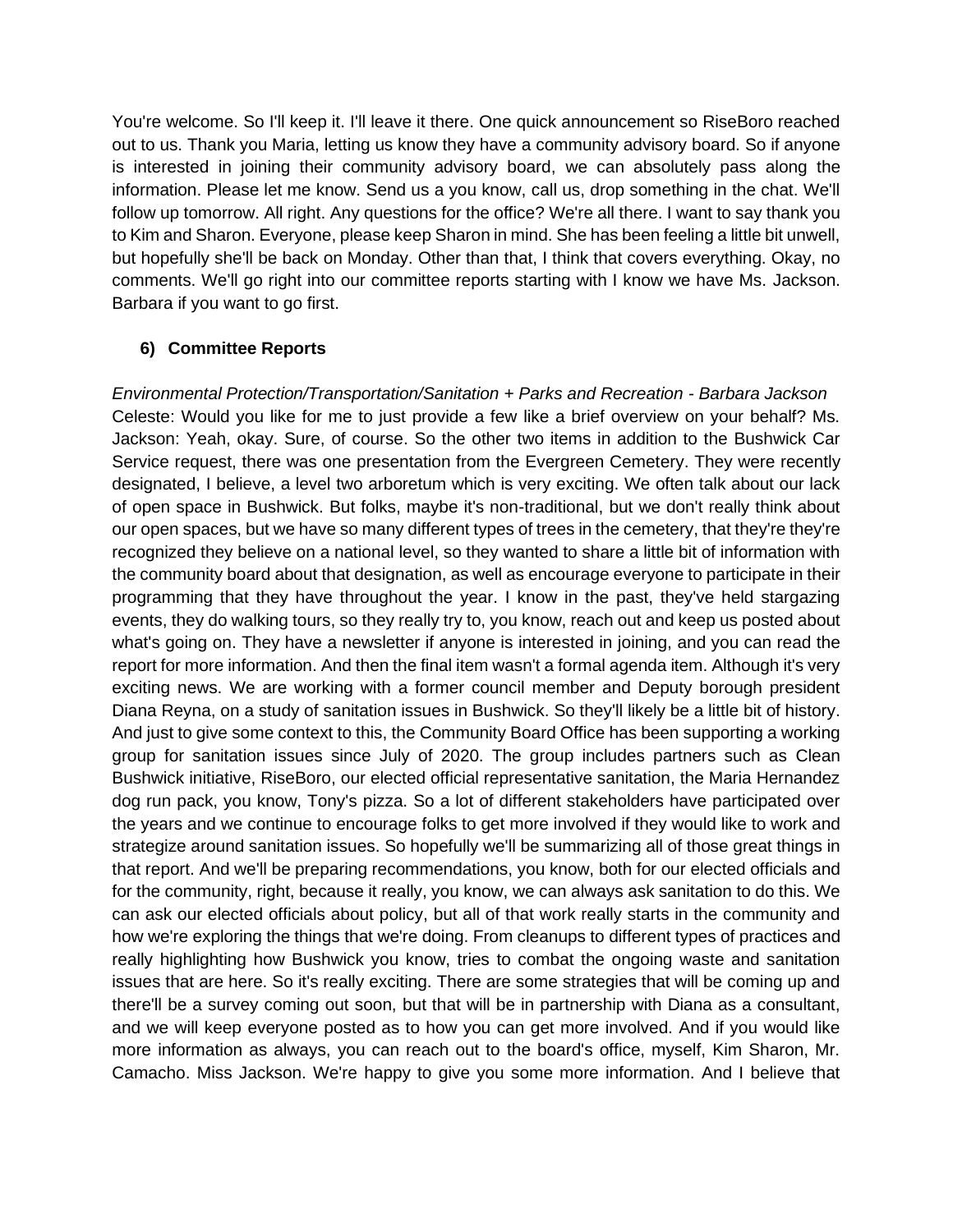You're welcome. So I'll keep it. I'll leave it there. One quick announcement so RiseBoro reached out to us. Thank you Maria, letting us know they have a community advisory board. So if anyone is interested in joining their community advisory board, we can absolutely pass along the information. Please let me know. Send us a you know, call us, drop something in the chat. We'll follow up tomorrow. All right. Any questions for the office? We're all there. I want to say thank you to Kim and Sharon. Everyone, please keep Sharon in mind. She has been feeling a little bit unwell, but hopefully she'll be back on Monday. Other than that, I think that covers everything. Okay, no comments. We'll go right into our committee reports starting with I know we have Ms. Jackson. Barbara if you want to go first.

### 6) Committee Reports

*Environmental Protection/Transportation/Sanitation + Parks and Recreation - Barbara Jackson*

Celeste: Would you like for me to just provide a few like a brief overview on your behalf? Ms. Jackson: Yeah, okay. Sure, of course. So the other two items in addition to the Bushwick Car Service request, there was one presentation from the Evergreen Cemetery. They were recently designated, I believe, a level two arboretum which is very exciting. We often talk about our lack of open space in Bushwick. But folks, maybe it's non-traditional, but we don't really think about our open spaces, but we have so many different types of trees in the cemetery, that they're they're recognized they believe on a national level, so they wanted to share a little bit of information with the community board about that designation, as well as encourage everyone to participate in their programming that they have throughout the year. I know in the past, they've held stargazing events, they do walking tours, so they really try to, you know, reach out and keep us posted about what's going on. They have a newsletter if anyone is interested in joining, and you can read the report for more information. And then the final item wasn't a formal agenda item. Although it's very exciting news. We are working with a former council member and Deputy borough president Diana Reyna, on a study of sanitation issues in Bushwick. So they'll likely be a little bit of history. And just to give some context to this, the Community Board Office has been supporting a working group for sanitation issues since July of 2020. The group includes partners such as Clean Bushwick initiative, RiseBoro, our elected official representative sanitation, the Maria Hernandez dog run pack, you know, Tony's pizza. So a lot of different stakeholders have participated over the years and we continue to encourage folks to get more involved if they would like to work and strategize around sanitation issues. So hopefully we'll be summarizing all of those great things in that report. And we'll be preparing recommendations, you know, both for our elected officials and for the community, right, because it really, you know, we can always ask sanitation to do this. We can ask our elected officials about policy, but all of that work really starts in the community and how we're exploring the things that we're doing. From cleanups to different types of practices and really highlighting how Bushwick you know, tries to combat the ongoing waste and sanitation issues that are here. So it's really exciting. There are some strategies that will be coming up and there'll be a survey coming out soon, but that will be in partnership with Diana as a consultant, and we will keep everyone posted as to how you can get more involved. And if you would like more information as always, you can reach out to the board's office, myself, Kim Sharon, Mr. Camacho. Miss Jackson. We're happy to give you some more information. And I believe that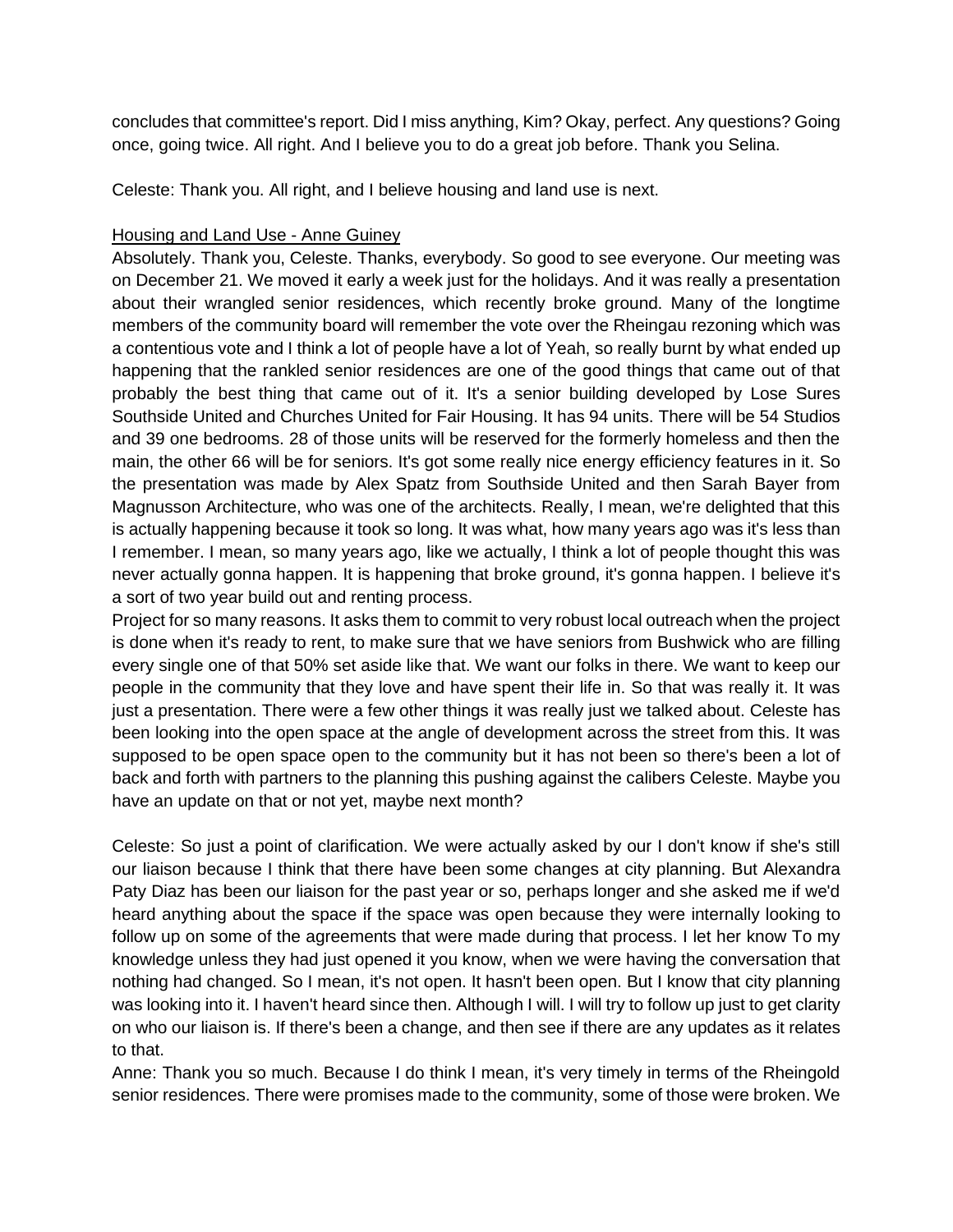concludes that committee's report. Did I miss anything, Kim? Okay, perfect. Any questions? Going once, going twice. All right. And I believe you to do a great job before. Thank you Selina.

Celeste: Thank you. All right, and I believe housing and land use is next.

<u>Housing and Land Use - Anne Guiney</u>

Absolutely. Thank you, Celeste. Thanks, everybody. So good to see everyone. Our meeting was on December 21. We moved it early a week just for the holidays. And it was really a presentation about their wrangled senior residences, which recently broke ground. Many of the longtime members of the community board will remember the vote over the Rheingau rezoning which was a contentious vote and I think a lot of people have a lot of Yeah, so really burnt by what ended up happening that the rankled senior residences are one of the good things that came out of that probably the best thing that came out of it. It's a senior building developed by Lose Sures Southside United and Churches United for Fair Housing. It has 94 units. There will be 54 Studios and 39 one bedrooms. 28 of those units will be reserved for the formerly homeless and then the main, the other 66 will be for seniors. It's got some really nice energy efficiency features in it. So the presentation was made by Alex Spatz from Southside United and then Sarah Bayer from Magnusson Architecture, who was one of the architects. Really, I mean, we're delighted that this is actually happening because it took so long. It was what, how many years ago was it's less than I remember. I mean, so many years ago, like we actually, I think a lot of people thought this was never actually gonna happen. It is happening that broke ground, it's gonna happen. I believe it's a sort of two year build out and renting process.

Project for so many reasons. It asks them to commit to very robust local outreach when the project is done when it's ready to rent, to make sure that we have seniors from Bushwick who are filling every single one of that 50% set aside like that. We want our folks in there. We want to keep our people in the community that they love and have spent their life in. So that was really it. It was just a presentation. There were a few other things it was really just we talked about. Celeste has been looking into the open space at the angle of development across the street from this. It was supposed to be open space open to the community but it has not been so there's been a lot of back and forth with partners to the planning this pushing against the calibers Celeste. Maybe you have an update on that or not yet, maybe next month?

Celeste: So just a point of clarification. We were actually asked by our I don't know if she's still our liaison because I think that there have been some changes at city planning. But Alexandra Paty Diaz has been our liaison for the past year or so, perhaps longer and she asked me if we'd heard anything about the space if the space was open because they were internally looking to follow up on some of the agreements that were made during that process. I let her know To my knowledge unless they had just opened it you know, when we were having the conversation that nothing had changed. So I mean, it's not open. It hasn't been open. But I know that city planning was looking into it. I haven't heard since then. Although I will. I will try to follow up just to get clarity on who our liaison is. If there's been a change, and then see if there are any updates as it relates to that.

Anne: Thank you so much. Because I do think I mean, it's very timely in terms of the Rheingold senior residences. There were promises made to the community, some of those were broken. We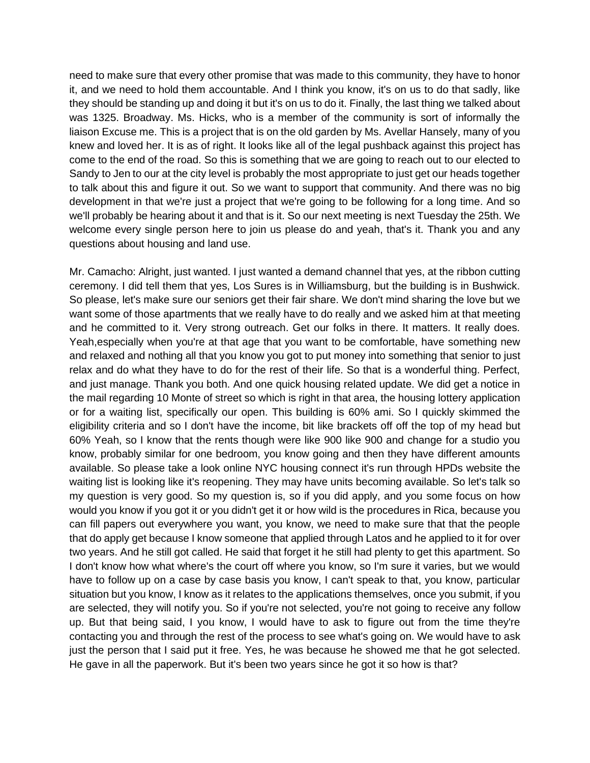need to make sure that every other promise that was made to this community, they have to honor it, and we need to hold them accountable. And I think you know, it's on us to do that sadly, like they should be standing up and doing it but it's on us to do it. Finally, the last thing we talked about was 1325. Broadway. Ms. Hicks, who is a member of the community is sort of informally the liaison Excuse me. This is a project that is on the old garden by Ms. Avellar Hansely, many of you knew and loved her. It is as of right. It looks like all of the legal pushback against this project has come to the end of the road. So this is something that we are going to reach out to our elected to Sandy to Jen to our at the city level is probably the most appropriate to just get our heads together to talk about this and figure it out. So we want to support that community. And there was no big development in that we're just a project that we're going to be following for a long time. And so we'll probably be hearing about it and that is it. So our next meeting is next Tuesday the 25th. We welcome every single person here to join us please do and yeah, that's it. Thank you and any questions about housing and land use.

Mr. Camacho: Alright, just wanted. I just wanted a demand channel that yes, at the ribbon cutting ceremony. I did tell them that yes, Los Sures is in Williamsburg, but the building is in Bushwick. So please, let's make sure our seniors get their fair share. We don't mind sharing the love but we want some of those apartments that we really have to do really and we asked him at that meeting and he committed to it. Very strong outreach. Get our folks in there. It matters. It really does. Yeah,especially when you're at that age that you want to be comfortable, have something new and relaxed and nothing all that you know you got to put money into something that senior to just relax and do what they have to do for the rest of their life. So that is a wonderful thing. Perfect, and just manage. Thank you both. And one quick housing related update. We did get a notice in the mail regarding 10 Monte of street so which is right in that area, the housing lottery application or for a waiting list, specifically our open. This building is 60% ami. So I quickly skimmed the eligibility criteria and so I don't have the income, bit like brackets off off the top of my head but 60% Yeah, so I know that the rents though were like 900 like 900 and change for a studio you know, probably similar for one bedroom, you know going and then they have different amounts available. So please take a look online NYC housing connect it's run through HPDs website the waiting list is looking like it's reopening. They may have units becoming available. So let's talk so my question is very good. So my question is, so if you did apply, and you some focus on how would you know if you got it or you didn't get it or how wild is the procedures in Rica, because you can fill papers out everywhere you want, you know, we need to make sure that that the people that do apply get because I know someone that applied through Latos and he applied to it for over two years. And he still got called. He said that forget it he still had plenty to get this apartment. So I don't know how what where's the court off where you know, so I'm sure it varies, but we would have to follow up on a case by case basis you know, I can't speak to that, you know, particular situation but you know, I know as it relates to the applications themselves, once you submit, if you are selected, they will notify you. So if you're not selected, you're not going to receive any follow up. But that being said, I you know, I would have to ask to figure out from the time they're contacting you and through the rest of the process to see what's going on. We would have to ask just the person that I said put it free. Yes, he was because he showed me that he got selected. He gave in all the paperwork. But it's been two years since he got it so how is that?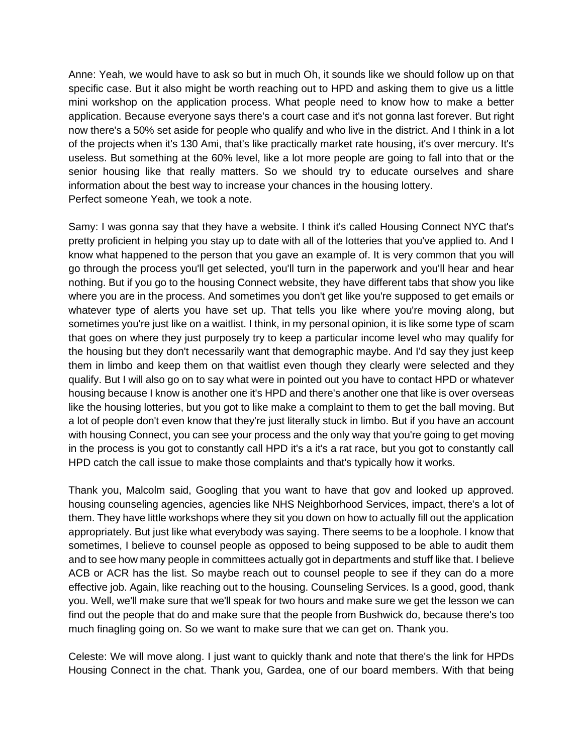Anne: Yeah, we would have to ask so but in much Oh, it sounds like we should follow up on that specific case. But it also might be worth reaching out to HPD and asking them to give us a little mini workshop on the application process. What people need to know how to make a better application. Because everyone says there's a court case and it's not gonna last forever. But right now there's a 50% set aside for people who qualify and who live in the district. And I think in a lot of the projects when it's 130 Ami, that's like practically market rate housing, it's over mercury. It's useless. But something at the 60% level, like a lot more people are going to fall into that or the senior housing like that really matters. So we should try to educate ourselves and share information about the best way to increase your chances in the housing lottery.
Perfect someone Yeah, we took a note.

Samy: I was gonna say that they have a website. I think it's called Housing Connect NYC that's pretty proficient in helping you stay up to date with all of the lotteries that you've applied to. And I know what happened to the person that you gave an example of. It is very common that you will go through the process you'll get selected, you'll turn in the paperwork and you'll hear and hear nothing. But if you go to the housing Connect website, they have different tabs that show you like where you are in the process. And sometimes you don't get like you're supposed to get emails or whatever type of alerts you have set up. That tells you like where you're moving along, but sometimes you're just like on a waitlist. I think, in my personal opinion, it is like some type of scam that goes on where they just purposely try to keep a particular income level who may qualify for the housing but they don't necessarily want that demographic maybe. And I'd say they just keep them in limbo and keep them on that waitlist even though they clearly were selected and they qualify. But I will also go on to say what were in pointed out you have to contact HPD or whatever housing because I know is another one it's HPD and there's another one that like is over overseas like the housing lotteries, but you got to like make a complaint to them to get the ball moving. But a lot of people don't even know that they're just literally stuck in limbo. But if you have an account with housing Connect, you can see your process and the only way that you're going to get moving in the process is you got to constantly call HPD it's a it's a rat race, but you got to constantly call HPD catch the call issue to make those complaints and that's typically how it works.

Thank you, Malcolm said, Googling that you want to have that gov and looked up approved. housing counseling agencies, agencies like NHS Neighborhood Services, impact, there's a lot of them. They have little workshops where they sit you down on how to actually fill out the application appropriately. But just like what everybody was saying. There seems to be a loophole. I know that sometimes, I believe to counsel people as opposed to being supposed to be able to audit them and to see how many people in committees actually got in departments and stuff like that. I believe ACB or ACR has the list. So maybe reach out to counsel people to see if they can do a more effective job. Again, like reaching out to the housing. Counseling Services. Is a good, good, thank you. Well, we'll make sure that we'll speak for two hours and make sure we get the lesson we can find out the people that do and make sure that the people from Bushwick do, because there's too much finagling going on. So we want to make sure that we can get on. Thank you.

Celeste: We will move along. I just want to quickly thank and note that there's the link for HPDs Housing Connect in the chat. Thank you, Gardea, one of our board members. With that being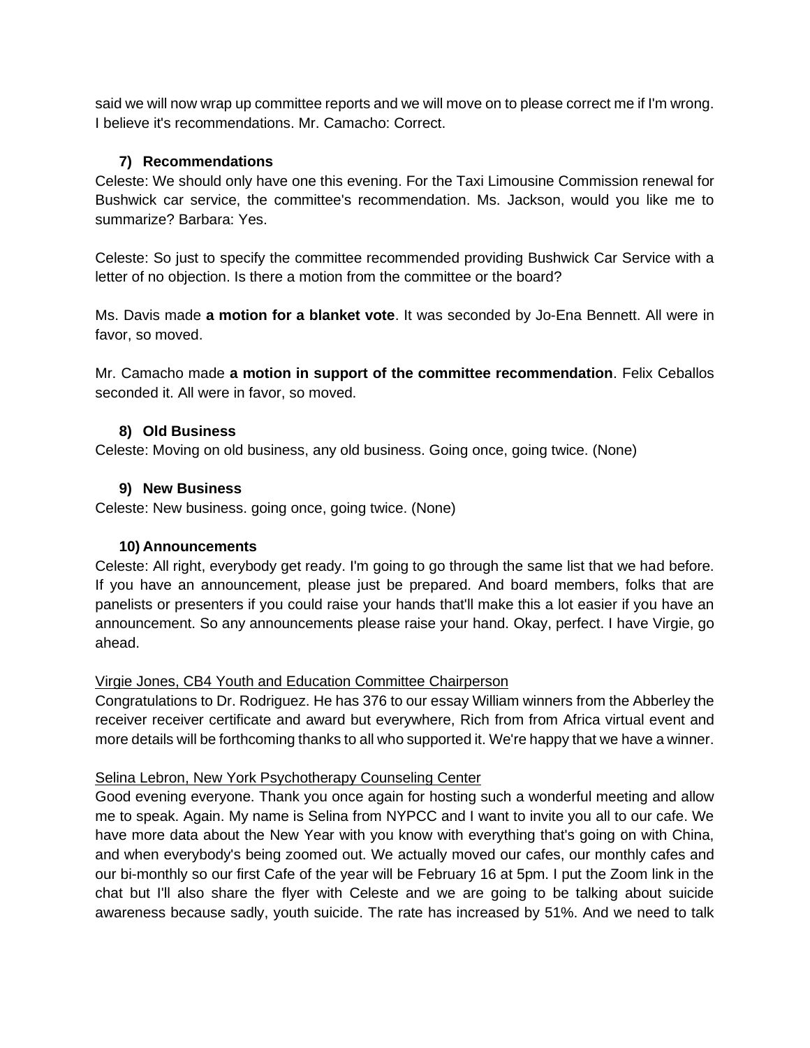said we will now wrap up committee reports and we will move on to please correct me if I'm wrong. I believe it's recommendations. Mr. Camacho: Correct.

### 7) Recommendations

Celeste: We should only have one this evening. For the Taxi Limousine Commission renewal for Bushwick car service, the committee's recommendation. Ms. Jackson, would you like me to summarize? Barbara: Yes.

Celeste: So just to specify the committee recommended providing Bushwick Car Service with a letter of no objection. Is there a motion from the committee or the board?

Ms. Davis made **a motion for a blanket vote**. It was seconded by Jo-Ena Bennett. All were in favor, so moved.

Mr. Camacho made **a motion in support of the committee recommendation**. Felix Ceballos seconded it. All were in favor, so moved.

### 8) Old Business

Celeste: Moving on old business, any old business. Going once, going twice. (None)

### 9) New Business

Celeste: New business. going once, going twice. (None)

### 10) Announcements

Celeste: All right, everybody get ready. I'm going to go through the same list that we had before. If you have an announcement, please just be prepared. And board members, folks that are panelists or presenters if you could raise your hands that'll make this a lot easier if you have an announcement. So any announcements please raise your hand. Okay, perfect. I have Virgie, go ahead.

<u>Virgie Jones, CB4 Youth and Education Committee Chairperson</u>

Congratulations to Dr. Rodriguez. He has 376 to our essay William winners from the Abberley the receiver receiver certificate and award but everywhere, Rich from from Africa virtual event and more details will be forthcoming thanks to all who supported it. We're happy that we have a winner.

<u>Selina Lebron, New York Psychotherapy Counseling Center</u>

Good evening everyone. Thank you once again for hosting such a wonderful meeting and allow me to speak. Again. My name is Selina from NYPCC and I want to invite you all to our cafe. We have more data about the New Year with you know with everything that's going on with China, and when everybody's being zoomed out. We actually moved our cafes, our monthly cafes and our bi-monthly so our first Cafe of the year will be February 16 at 5pm. I put the Zoom link in the chat but I'll also share the flyer with Celeste and we are going to be talking about suicide awareness because sadly, youth suicide. The rate has increased by 51%. And we need to talk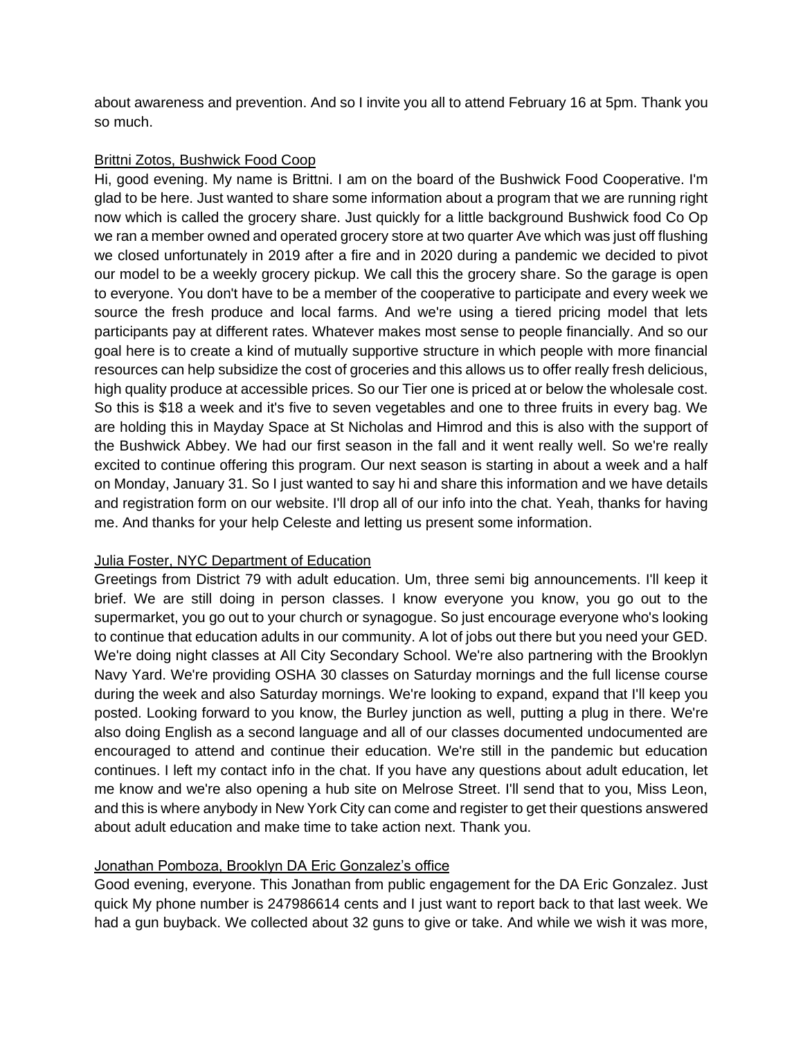about awareness and prevention. And so I invite you all to attend February 16 at 5pm. Thank you so much.

<u>Brittni Zotos, Bushwick Food Coop</u>

Hi, good evening. My name is Brittni. I am on the board of the Bushwick Food Cooperative. I'm glad to be here. Just wanted to share some information about a program that we are running right now which is called the grocery share. Just quickly for a little background Bushwick food Co Op we ran a member owned and operated grocery store at two quarter Ave which was just off flushing we closed unfortunately in 2019 after a fire and in 2020 during a pandemic we decided to pivot our model to be a weekly grocery pickup. We call this the grocery share. So the garage is open to everyone. You don't have to be a member of the cooperative to participate and every week we source the fresh produce and local farms. And we're using a tiered pricing model that lets participants pay at different rates. Whatever makes most sense to people financially. And so our goal here is to create a kind of mutually supportive structure in which people with more financial resources can help subsidize the cost of groceries and this allows us to offer really fresh delicious, high quality produce at accessible prices. So our Tier one is priced at or below the wholesale cost. So this is $18 a week and it's five to seven vegetables and one to three fruits in every bag. We are holding this in Mayday Space at St Nicholas and Himrod and this is also with the support of the Bushwick Abbey. We had our first season in the fall and it went really well. So we're really excited to continue offering this program. Our next season is starting in about a week and a half on Monday, January 31. So I just wanted to say hi and share this information and we have details and registration form on our website. I'll drop all of our info into the chat. Yeah, thanks for having me. And thanks for your help Celeste and letting us present some information.

<u>Julia Foster, NYC Department of Education</u>

Greetings from District 79 with adult education. Um, three semi big announcements. I'll keep it brief. We are still doing in person classes. I know everyone you know, you go out to the supermarket, you go out to your church or synagogue. So just encourage everyone who's looking to continue that education adults in our community. A lot of jobs out there but you need your GED. We're doing night classes at All City Secondary School. We're also partnering with the Brooklyn Navy Yard. We're providing OSHA 30 classes on Saturday mornings and the full license course during the week and also Saturday mornings. We're looking to expand, expand that I'll keep you posted. Looking forward to you know, the Burley junction as well, putting a plug in there. We're also doing English as a second language and all of our classes documented undocumented are encouraged to attend and continue their education. We're still in the pandemic but education continues. I left my contact info in the chat. If you have any questions about adult education, let me know and we're also opening a hub site on Melrose Street. I'll send that to you, Miss Leon, and this is where anybody in New York City can come and register to get their questions answered about adult education and make time to take action next. Thank you.

<u>Jonathan Pomboza, Brooklyn DA Eric Gonzalez's office</u>

Good evening, everyone. This Jonathan from public engagement for the DA Eric Gonzalez. Just quick My phone number is 247986614 cents and I just want to report back to that last week. We had a gun buyback. We collected about 32 guns to give or take. And while we wish it was more,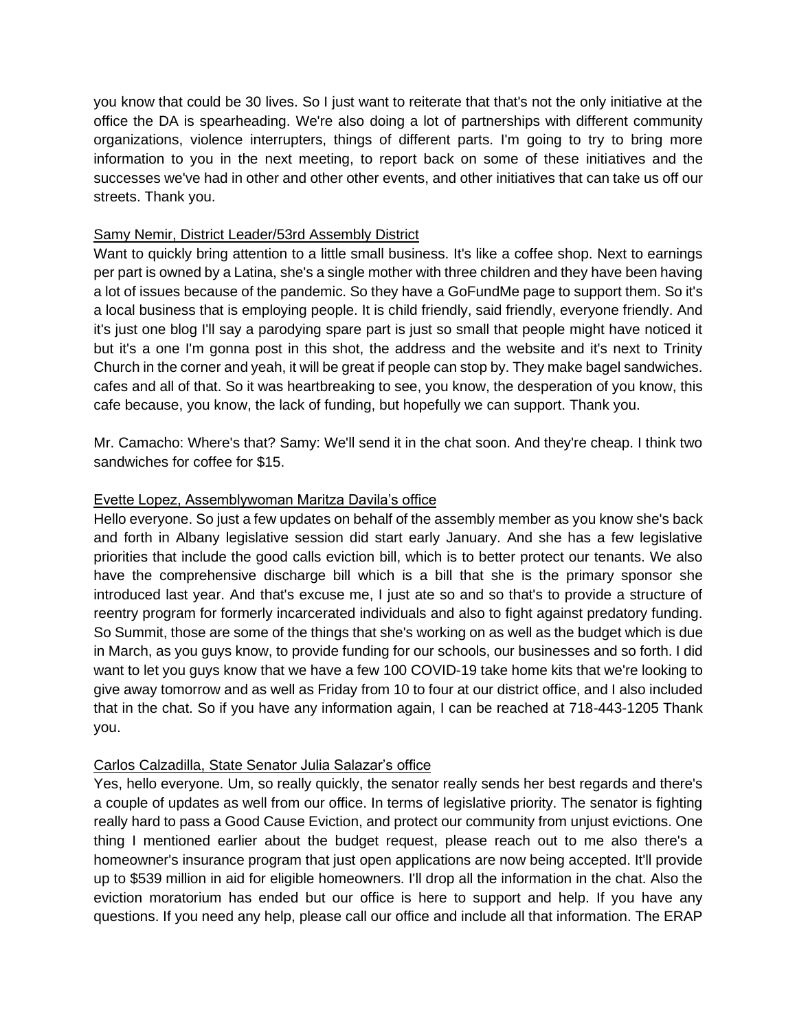you know that could be 30 lives. So I just want to reiterate that that's not the only initiative at the office the DA is spearheading. We're also doing a lot of partnerships with different community organizations, violence interrupters, things of different parts. I'm going to try to bring more information to you in the next meeting, to report back on some of these initiatives and the successes we've had in other and other other events, and other initiatives that can take us off our streets. Thank you.

Samy Nemir, District Leader/53rd Assembly District

Want to quickly bring attention to a little small business. It's like a coffee shop. Next to earnings per part is owned by a Latina, she's a single mother with three children and they have been having a lot of issues because of the pandemic. So they have a GoFundMe page to support them. So it's a local business that is employing people. It is child friendly, said friendly, everyone friendly. And it's just one blog I'll say a parodying spare part is just so small that people might have noticed it but it's a one I'm gonna post in this shot, the address and the website and it's next to Trinity Church in the corner and yeah, it will be great if people can stop by. They make bagel sandwiches. cafes and all of that. So it was heartbreaking to see, you know, the desperation of you know, this cafe because, you know, the lack of funding, but hopefully we can support. Thank you.

Mr. Camacho: Where's that? Samy: We'll send it in the chat soon. And they're cheap. I think two sandwiches for coffee for $15.

Evette Lopez, Assemblywoman Maritza Davila's office

Hello everyone. So just a few updates on behalf of the assembly member as you know she's back and forth in Albany legislative session did start early January. And she has a few legislative priorities that include the good calls eviction bill, which is to better protect our tenants. We also have the comprehensive discharge bill which is a bill that she is the primary sponsor she introduced last year. And that's excuse me, I just ate so and so that's to provide a structure of reentry program for formerly incarcerated individuals and also to fight against predatory funding. So Summit, those are some of the things that she's working on as well as the budget which is due in March, as you guys know, to provide funding for our schools, our businesses and so forth. I did want to let you guys know that we have a few 100 COVID-19 take home kits that we're looking to give away tomorrow and as well as Friday from 10 to four at our district office, and I also included that in the chat. So if you have any information again, I can be reached at 718-443-1205 Thank you.

Carlos Calzadilla, State Senator Julia Salazar's office

Yes, hello everyone. Um, so really quickly, the senator really sends her best regards and there's a couple of updates as well from our office. In terms of legislative priority. The senator is fighting really hard to pass a Good Cause Eviction, and protect our community from unjust evictions. One thing I mentioned earlier about the budget request, please reach out to me also there's a homeowner's insurance program that just open applications are now being accepted. It'll provide up to $539 million in aid for eligible homeowners. I'll drop all the information in the chat. Also the eviction moratorium has ended but our office is here to support and help. If you have any questions. If you need any help, please call our office and include all that information. The ERAP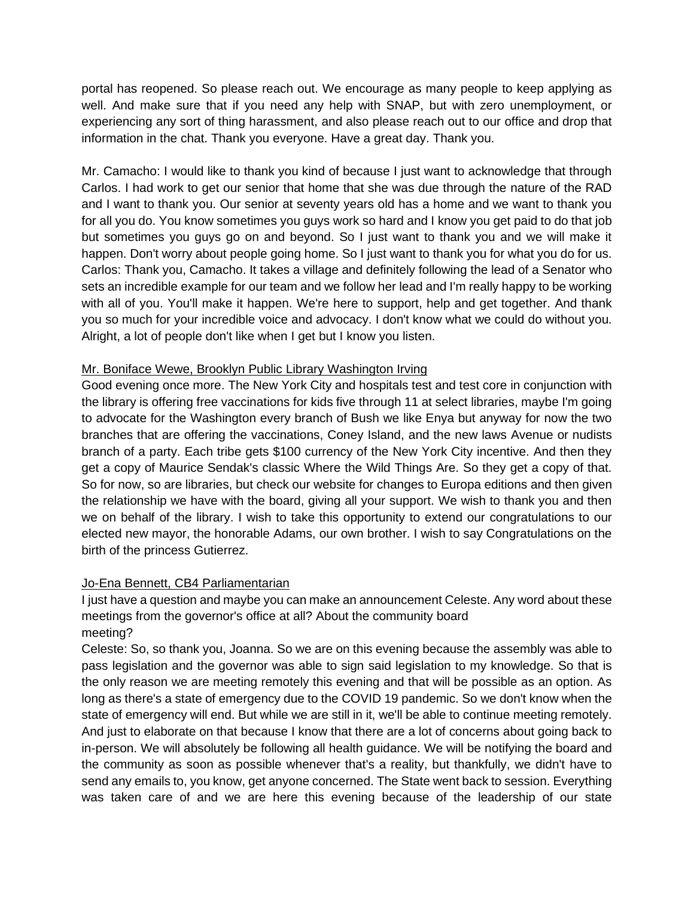portal has reopened. So please reach out. We encourage as many people to keep applying as well. And make sure that if you need any help with SNAP, but with zero unemployment, or experiencing any sort of thing harassment, and also please reach out to our office and drop that information in the chat. Thank you everyone. Have a great day. Thank you.

Mr. Camacho: I would like to thank you kind of because I just want to acknowledge that through Carlos. I had work to get our senior that home that she was due through the nature of the RAD and I want to thank you. Our senior at seventy years old has a home and we want to thank you for all you do. You know sometimes you guys work so hard and I know you get paid to do that job but sometimes you guys go on and beyond. So I just want to thank you and we will make it happen. Don't worry about people going home. So I just want to thank you for what you do for us.
Carlos: Thank you, Camacho. It takes a village and definitely following the lead of a Senator who sets an incredible example for our team and we follow her lead and I'm really happy to be working with all of you. You'll make it happen. We're here to support, help and get together. And thank you so much for your incredible voice and advocacy. I don't know what we could do without you. Alright, a lot of people don't like when I get but I know you listen.

<u>Mr. Boniface Wewe, Brooklyn Public Library Washington Irving</u>
Good evening once more. The New York City and hospitals test and test core in conjunction with the library is offering free vaccinations for kids five through 11 at select libraries, maybe I'm going to advocate for the Washington every branch of Bush we like Enya but anyway for now the two branches that are offering the vaccinations, Coney Island, and the new laws Avenue or nudists branch of a party. Each tribe gets $100 currency of the New York City incentive. And then they get a copy of Maurice Sendak's classic Where the Wild Things Are. So they get a copy of that. So for now, so are libraries, but check our website for changes to Europa editions and then given the relationship we have with the board, giving all your support. We wish to thank you and then we on behalf of the library. I wish to take this opportunity to extend our congratulations to our elected new mayor, the honorable Adams, our own brother. I wish to say Congratulations on the birth of the princess Gutierrez.

<u>Jo-Ena Bennett, CB4 Parliamentarian</u>
I just have a question and maybe you can make an announcement Celeste. Any word about these meetings from the governor's office at all? About the community board meeting?
Celeste: So, so thank you, Joanna. So we are on this evening because the assembly was able to pass legislation and the governor was able to sign said legislation to my knowledge. So that is the only reason we are meeting remotely this evening and that will be possible as an option. As long as there's a state of emergency due to the COVID 19 pandemic. So we don't know when the state of emergency will end. But while we are still in it, we'll be able to continue meeting remotely. And just to elaborate on that because I know that there are a lot of concerns about going back to in-person. We will absolutely be following all health guidance. We will be notifying the board and the community as soon as possible whenever that's a reality, but thankfully, we didn't have to send any emails to, you know, get anyone concerned. The State went back to session. Everything was taken care of and we are here this evening because of the leadership of our state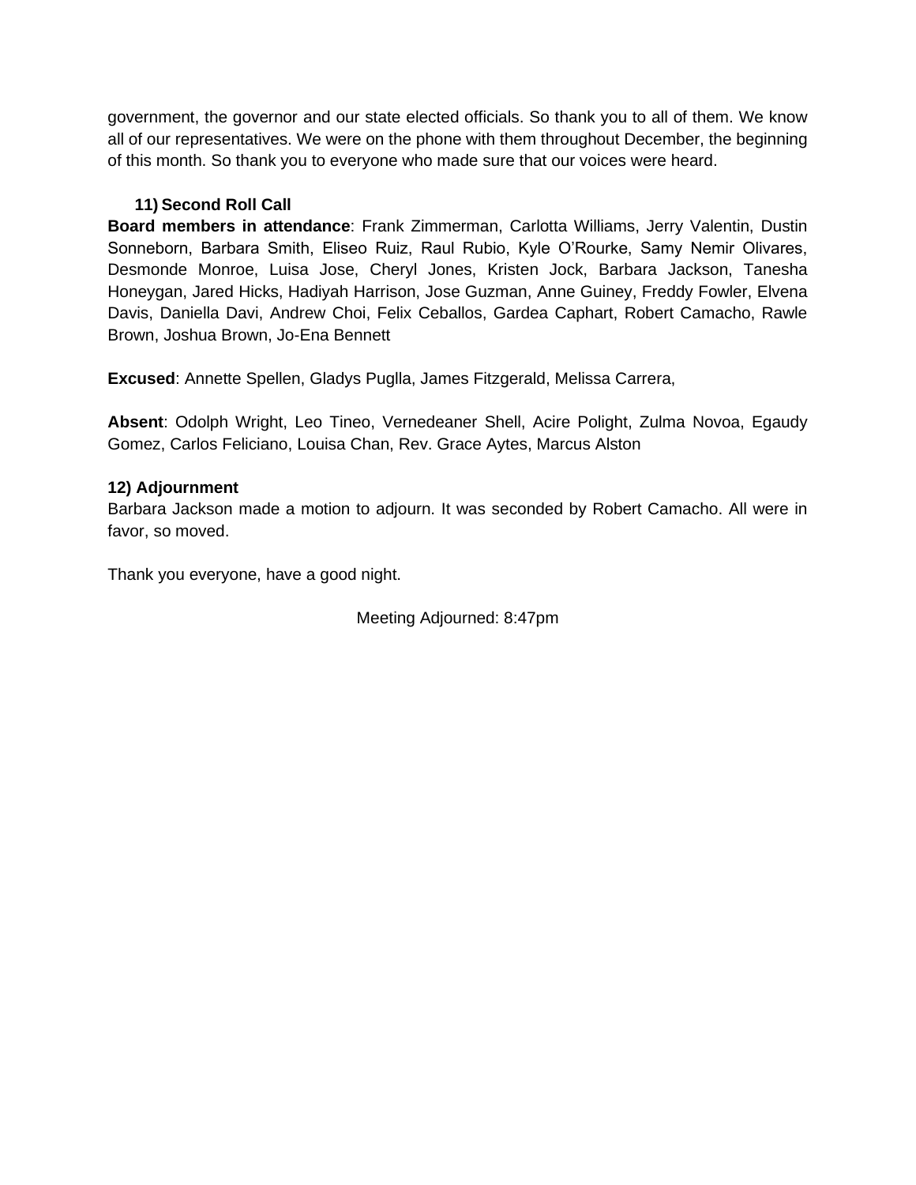government, the governor and our state elected officials. So thank you to all of them. We know all of our representatives. We were on the phone with them throughout December, the beginning of this month. So thank you to everyone who made sure that our voices were heard.

**11) Second Roll Call**

**Board members in attendance**: Frank Zimmerman, Carlotta Williams, Jerry Valentin, Dustin Sonneborn, Barbara Smith, Eliseo Ruiz, Raul Rubio, Kyle O'Rourke, Samy Nemir Olivares, Desmonde Monroe, Luisa Jose, Cheryl Jones, Kristen Jock, Barbara Jackson, Tanesha Honeygan, Jared Hicks, Hadiyah Harrison, Jose Guzman, Anne Guiney, Freddy Fowler, Elvena Davis, Daniella Davi, Andrew Choi, Felix Ceballos, Gardea Caphart, Robert Camacho, Rawle Brown, Joshua Brown, Jo-Ena Bennett

**Excused**: Annette Spellen, Gladys Puglla, James Fitzgerald, Melissa Carrera,

**Absent**: Odolph Wright, Leo Tineo, Vernedeaner Shell, Acire Polight, Zulma Novoa, Egaudy Gomez, Carlos Feliciano, Louisa Chan, Rev. Grace Aytes, Marcus Alston

**12) Adjournment**

Barbara Jackson made a motion to adjourn. It was seconded by Robert Camacho. All were in favor, so moved.

Thank you everyone, have a good night.

Meeting Adjourned: 8:47pm